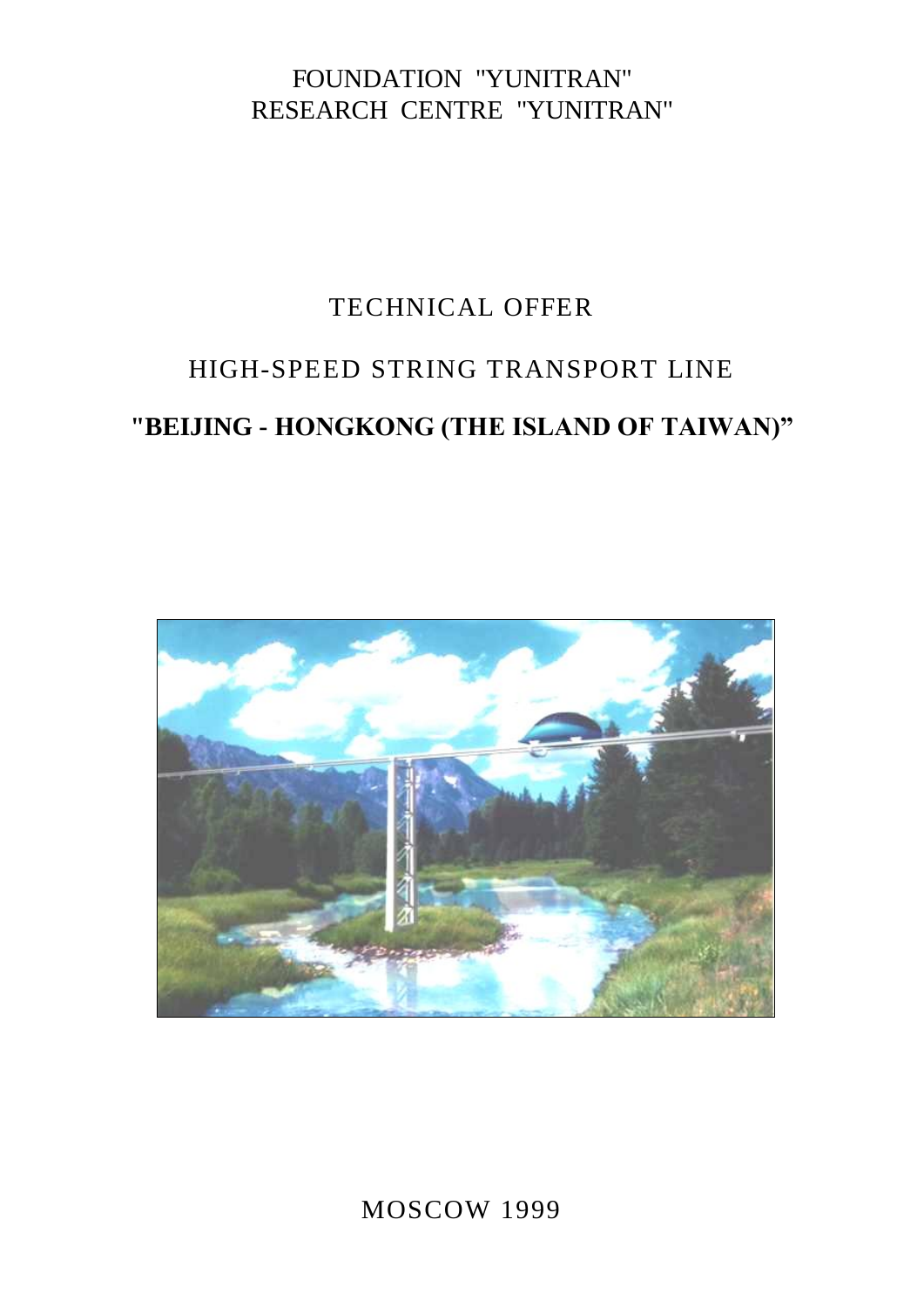FOUNDATION "YUNITRAN"
RESEARCH CENTRE "YUNITRAN"

# TECHNICAL OFFER

## HIGH-SPEED STRING TRANSPORT LINE

## **"BEIJING - HONGKONG (THE ISLAND OF TAIWAN)"**

MOSCOW 1999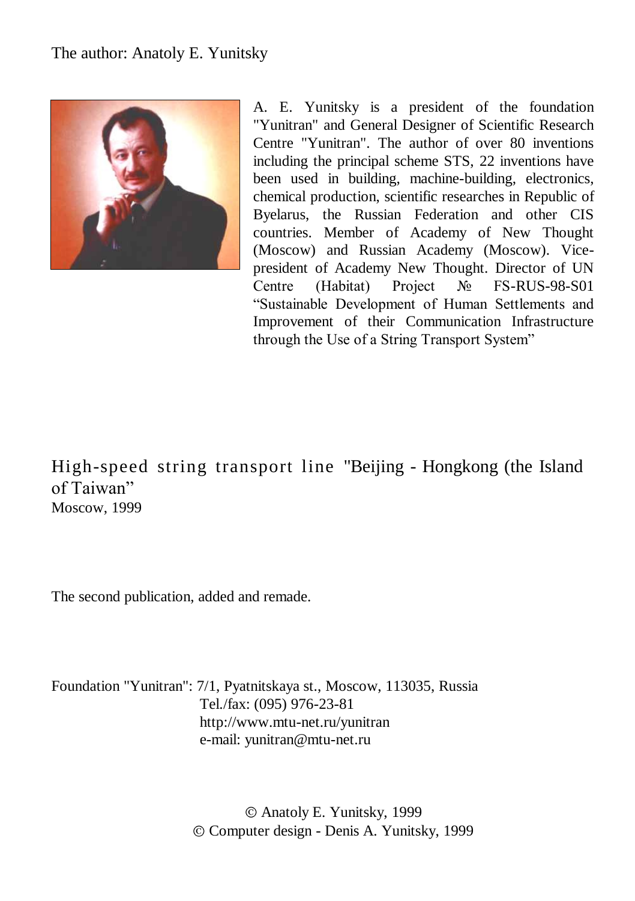The author: Anatoly E. Yunitsky

A. E. Yunitsky is a president of the foundation "Yunitran" and General Designer of Scientific Research Centre "Yunitran". The author of over 80 inventions including the principal scheme STS, 22 inventions have been used in building, machine-building, electronics, chemical production, scientific researches in Republic of Byelarus, the Russian Federation and other CIS countries. Member of Academy of New Thought (Moscow) and Russian Academy (Moscow). Vice-president of Academy New Thought. Director of UN Centre (Habitat) Project № FS-RUS-98-S01 "Sustainable Development of Human Settlements and Improvement of their Communication Infrastructure through the Use of a String Transport System"

# High-speed string transport line "Beijing - Hongkong (the Island of Taiwan"

Moscow, 1999

The second publication, added and remade.

Foundation "Yunitran": 7/1, Pyatnitskaya st., Moscow, 113035, Russia
Tel./fax: (095) 976-23-81
http://www.mtu-net.ru/yunitran
e-mail: yunitran@mtu-net.ru

© Anatoly E. Yunitsky, 1999
© Computer design - Denis A. Yunitsky, 1999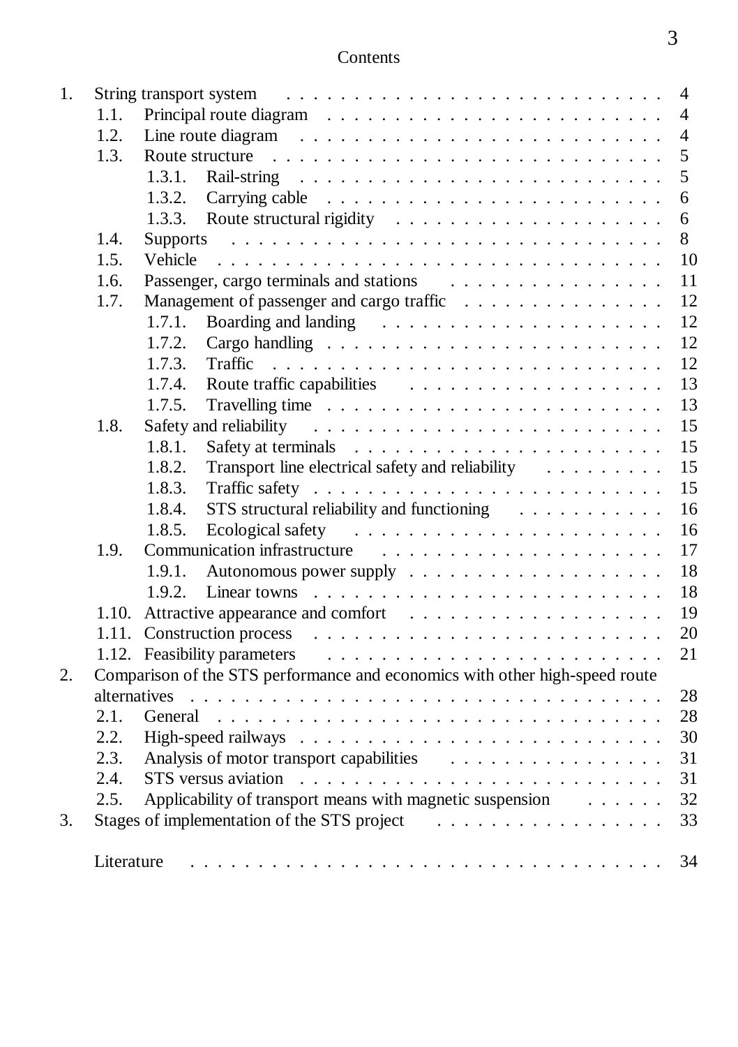# Contents

| | | | Page |
|---|---|---|---|
| 1. | String transport system | | 4 |
| | 1.1. | Principal route diagram | 4 |
| | 1.2. | Line route diagram | 4 |
| | 1.3. | Route structure | 5 |
| | | 1.3.1. Rail-string | 5 |
| | | 1.3.2. Carrying cable | 6 |
| | | 1.3.3. Route structural rigidity | 6 |
| | 1.4. | Supports | 8 |
| | 1.5. | Vehicle | 10 |
| | 1.6. | Passenger, cargo terminals and stations | 11 |
| | 1.7. | Management of passenger and cargo traffic | 12 |
| | | 1.7.1. Boarding and landing | 12 |
| | | 1.7.2. Cargo handling | 12 |
| | | 1.7.3. Traffic | 12 |
| | | 1.7.4. Route traffic capabilities | 13 |
| | | 1.7.5. Travelling time | 13 |
| | 1.8. | Safety and reliability | 15 |
| | | 1.8.1. Safety at terminals | 15 |
| | | 1.8.2. Transport line electrical safety and reliability | 15 |
| | | 1.8.3. Traffic safety | 15 |
| | | 1.8.4. STS structural reliability and functioning | 16 |
| | | 1.8.5. Ecological safety | 16 |
| | 1.9. | Communication infrastructure | 17 |
| | | 1.9.1. Autonomous power supply | 18 |
| | | 1.9.2. Linear towns | 18 |
| | 1.10. | Attractive appearance and comfort | 19 |
| | 1.11. | Construction process | 20 |
| | 1.12. | Feasibility parameters | 21 |
| 2. | Comparison of the STS performance and economics with other high-speed route alternatives | | 28 |
| | 2.1. | General | 28 |
| | 2.2. | High-speed railways | 30 |
| | 2.3. | Analysis of motor transport capabilities | 31 |
| | 2.4. | STS versus aviation | 31 |
| | 2.5. | Applicability of transport means with magnetic suspension | 32 |
| 3. | Stages of implementation of the STS project | | 33 |
| | Literature | | 34 |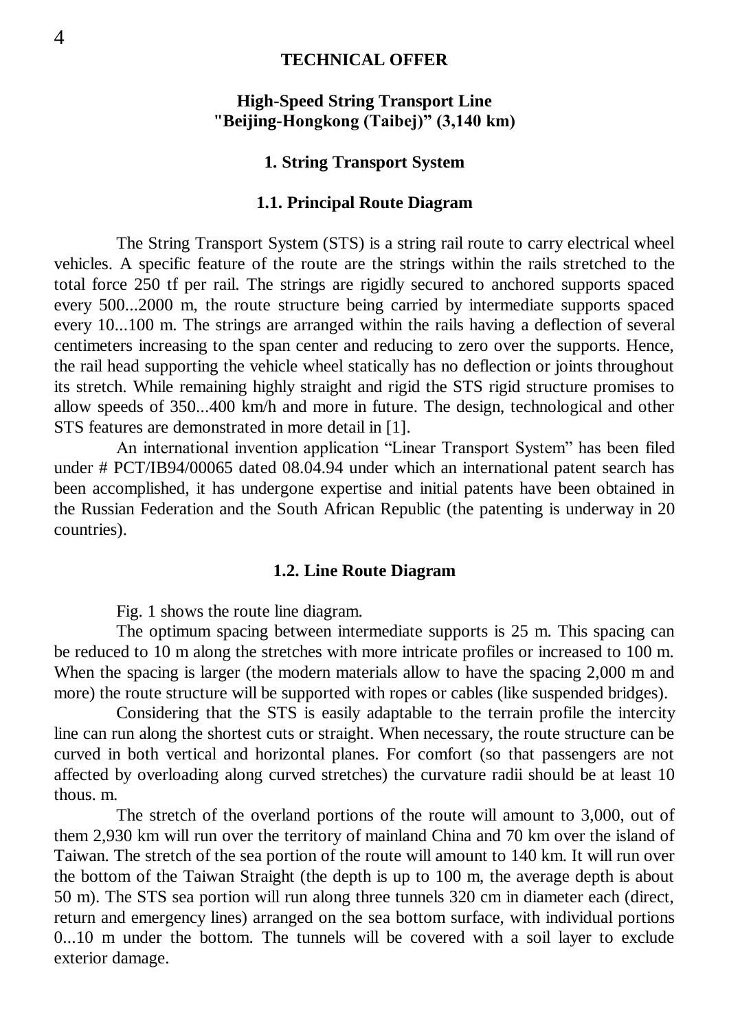**TECHNICAL OFFER**

# High-Speed String Transport Line "Beijing-Hongkong (Taibej)" (3,140 km)

## 1. String Transport System

### 1.1. Principal Route Diagram

The String Transport System (STS) is a string rail route to carry electrical wheel vehicles. A specific feature of the route are the strings within the rails stretched to the total force 250 tf per rail. The strings are rigidly secured to anchored supports spaced every 500...2000 m, the route structure being carried by intermediate supports spaced every 10...100 m. The strings are arranged within the rails having a deflection of several centimeters increasing to the span center and reducing to zero over the supports. Hence, the rail head supporting the vehicle wheel statically has no deflection or joints throughout its stretch. While remaining highly straight and rigid the STS rigid structure promises to allow speeds of 350...400 km/h and more in future. The design, technological and other STS features are demonstrated in more detail in [1].

An international invention application “Linear Transport System” has been filed under # PCT/IB94/00065 dated 08.04.94 under which an international patent search has been accomplished, it has undergone expertise and initial patents have been obtained in the Russian Federation and the South African Republic (the patenting is underway in 20 countries).

### 1.2. Line Route Diagram

Fig. 1 shows the route line diagram.

The optimum spacing between intermediate supports is 25 m. This spacing can be reduced to 10 m along the stretches with more intricate profiles or increased to 100 m. When the spacing is larger (the modern materials allow to have the spacing 2,000 m and more) the route structure will be supported with ropes or cables (like suspended bridges).

Considering that the STS is easily adaptable to the terrain profile the intercity line can run along the shortest cuts or straight. When necessary, the route structure can be curved in both vertical and horizontal planes. For comfort (so that passengers are not affected by overloading along curved stretches) the curvature radii should be at least 10 thous. m.

The stretch of the overland portions of the route will amount to 3,000, out of them 2,930 km will run over the territory of mainland China and 70 km over the island of Taiwan. The stretch of the sea portion of the route will amount to 140 km. It will run over the bottom of the Taiwan Straight (the depth is up to 100 m, the average depth is about 50 m). The STS sea portion will run along three tunnels 320 cm in diameter each (direct, return and emergency lines) arranged on the sea bottom surface, with individual portions 0...10 m under the bottom. The tunnels will be covered with a soil layer to exclude exterior damage.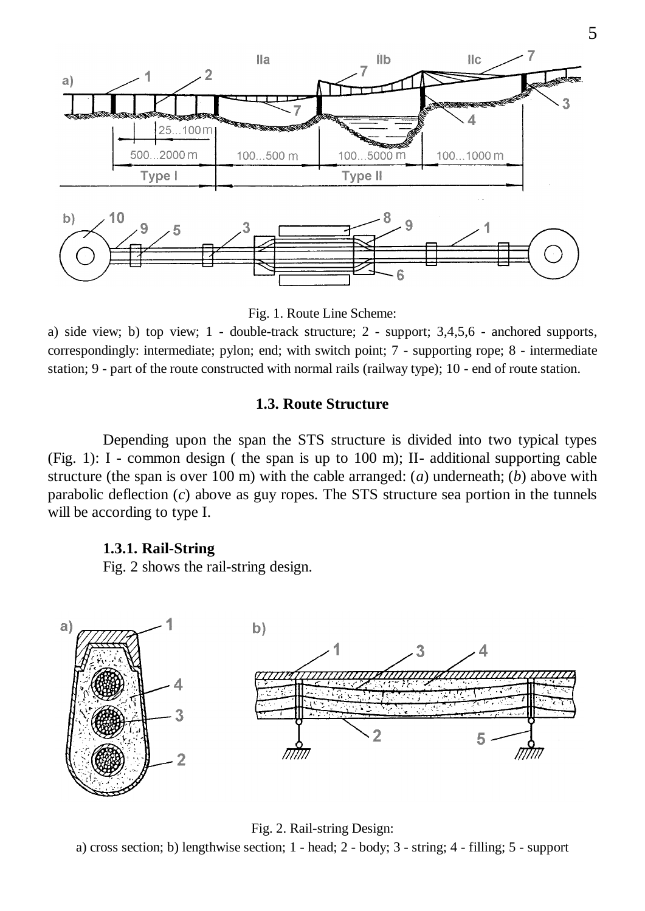Fig. 1. Route Line Scheme:

a) side view; b) top view; 1 - double-track structure; 2 - support; 3,4,5,6 - anchored supports, correspondingly: intermediate; pylon; end; with switch point; 7 - supporting rope; 8 - intermediate station; 9 - part of the route constructed with normal rails (railway type); 10 - end of route station.

### 1.3. Route Structure

Depending upon the span the STS structure is divided into two typical types (Fig. 1): I - common design ( the span is up to 100 m); II- additional supporting cable structure (the span is over 100 m) with the cable arranged: (*a*) underneath; (*b*) above with parabolic deflection (*c*) above as guy ropes. The STS structure sea portion in the tunnels will be according to type I.

#### 1.3.1. Rail-String

Fig. 2 shows the rail-string design.

Fig. 2. Rail-string Design:

a) cross section; b) lengthwise section; 1 - head; 2 - body; 3 - string; 4 - filling; 5 - support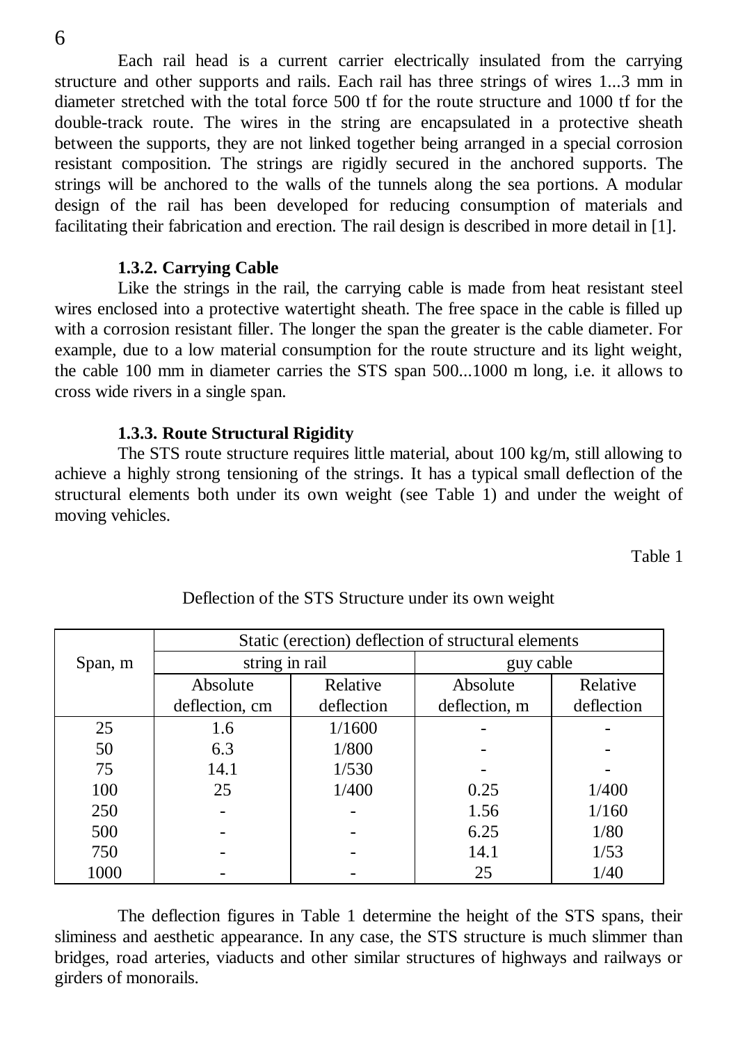Each rail head is a current carrier electrically insulated from the carrying structure and other supports and rails. Each rail has three strings of wires 1...3 mm in diameter stretched with the total force 500 tf for the route structure and 1000 tf for the double-track route. The wires in the string are encapsulated in a protective sheath between the supports, they are not linked together being arranged in a special corrosion resistant composition. The strings are rigidly secured in the anchored supports. The strings will be anchored to the walls of the tunnels along the sea portions. A modular design of the rail has been developed for reducing consumption of materials and facilitating their fabrication and erection. The rail design is described in more detail in [1].

#### 1.3.2. Carrying Cable

Like the strings in the rail, the carrying cable is made from heat resistant steel wires enclosed into a protective watertight sheath. The free space in the cable is filled up with a corrosion resistant filler. The longer the span the greater is the cable diameter. For example, due to a low material consumption for the route structure and its light weight, the cable 100 mm in diameter carries the STS span 500...1000 m long, i.e. it allows to cross wide rivers in a single span.

#### 1.3.3. Route Structural Rigidity

The STS route structure requires little material, about 100 kg/m, still allowing to achieve a highly strong tensioning of the strings. It has a typical small deflection of the structural elements both under its own weight (see Table 1) and under the weight of moving vehicles.

Table 1

Deflection of the STS Structure under its own weight

| Span, m | Static (erection) deflection of structural elements | | | |
|---|---|---|---|---|
| | string in rail | | guy cable | |
| | Absolute deflection, cm | Relative deflection | Absolute deflection, m | Relative deflection |
| 25 | 1.6 | 1/1600 | - | - |
| 50 | 6.3 | 1/800 | - | - |
| 75 | 14.1 | 1/530 | - | - |
| 100 | 25 | 1/400 | 0.25 | 1/400 |
| 250 | - | - | 1.56 | 1/160 |
| 500 | - | - | 6.25 | 1/80 |
| 750 | - | - | 14.1 | 1/53 |
| 1000 | - | - | 25 | 1/40 |

The deflection figures in Table 1 determine the height of the STS spans, their sliminess and aesthetic appearance. In any case, the STS structure is much slimmer than bridges, road arteries, viaducts and other similar structures of highways and railways or girders of monorails.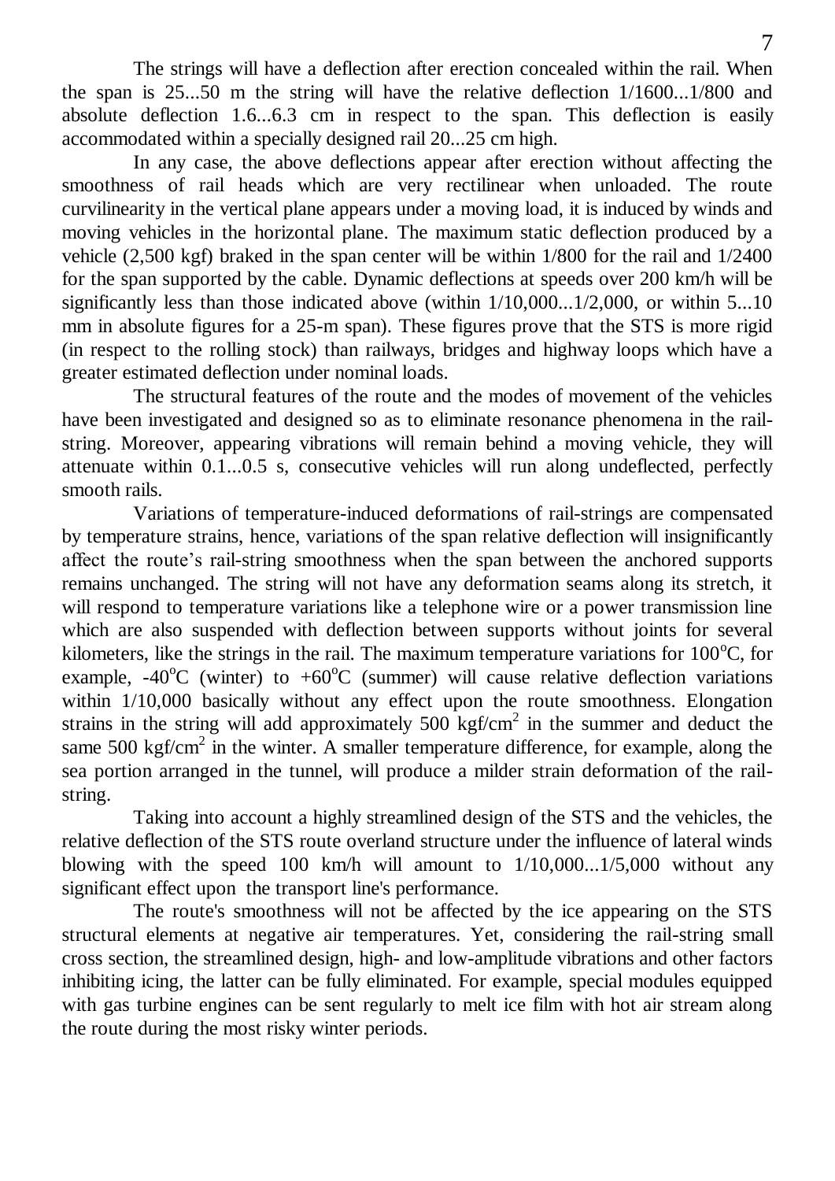The strings will have a deflection after erection concealed within the rail. When the span is 25...50 m the string will have the relative deflection 1/1600...1/800 and absolute deflection 1.6...6.3 cm in respect to the span. This deflection is easily accommodated within a specially designed rail 20...25 cm high.

In any case, the above deflections appear after erection without affecting the smoothness of rail heads which are very rectilinear when unloaded. The route curvilinearity in the vertical plane appears under a moving load, it is induced by winds and moving vehicles in the horizontal plane. The maximum static deflection produced by a vehicle (2,500 kgf) braked in the span center will be within 1/800 for the rail and 1/2400 for the span supported by the cable. Dynamic deflections at speeds over 200 km/h will be significantly less than those indicated above (within 1/10,000...1/2,000, or within 5...10 mm in absolute figures for a 25-m span). These figures prove that the STS is more rigid (in respect to the rolling stock) than railways, bridges and highway loops which have a greater estimated deflection under nominal loads.

The structural features of the route and the modes of movement of the vehicles have been investigated and designed so as to eliminate resonance phenomena in the rail-string. Moreover, appearing vibrations will remain behind a moving vehicle, they will attenuate within 0.1...0.5 s, consecutive vehicles will run along undeflected, perfectly smooth rails.

Variations of temperature-induced deformations of rail-strings are compensated by temperature strains, hence, variations of the span relative deflection will insignificantly affect the route's rail-string smoothness when the span between the anchored supports remains unchanged. The string will not have any deformation seams along its stretch, it will respond to temperature variations like a telephone wire or a power transmission line which are also suspended with deflection between supports without joints for several kilometers, like the strings in the rail. The maximum temperature variations for 100$^{o}$C, for example, -40$^{o}$C (winter) to +60$^{o}$C (summer) will cause relative deflection variations within 1/10,000 basically without any effect upon the route smoothness. Elongation strains in the string will add approximately 500 kgf/cm$^{2}$ in the summer and deduct the same 500 kgf/cm$^{2}$ in the winter. A smaller temperature difference, for example, along the sea portion arranged in the tunnel, will produce a milder strain deformation of the rail-string.

Taking into account a highly streamlined design of the STS and the vehicles, the relative deflection of the STS route overland structure under the influence of lateral winds blowing with the speed 100 km/h will amount to 1/10,000...1/5,000 without any significant effect upon the transport line's performance.

The route's smoothness will not be affected by the ice appearing on the STS structural elements at negative air temperatures. Yet, considering the rail-string small cross section, the streamlined design, high- and low-amplitude vibrations and other factors inhibiting icing, the latter can be fully eliminated. For example, special modules equipped with gas turbine engines can be sent regularly to melt ice film with hot air stream along the route during the most risky winter periods.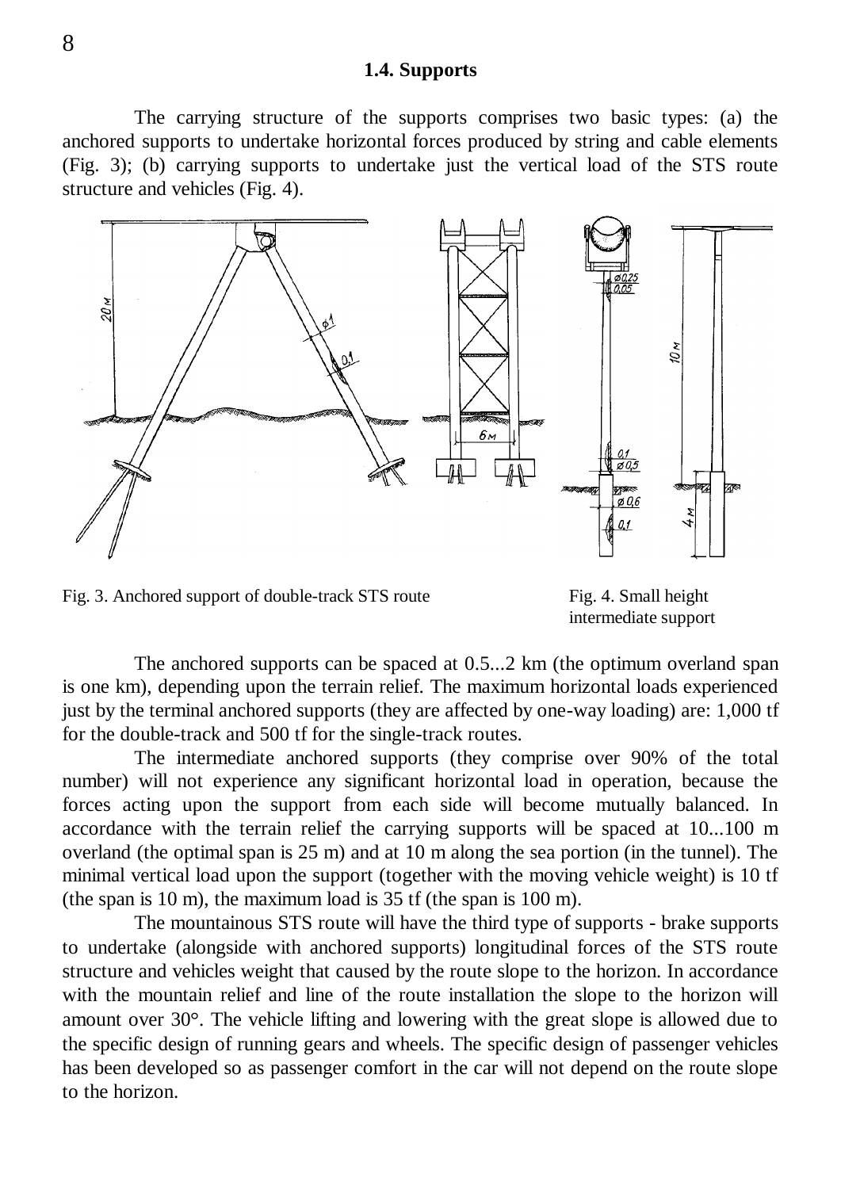### 1.4. Supports

The carrying structure of the supports comprises two basic types: (a) the anchored supports to undertake horizontal forces produced by string and cable elements (Fig. 3); (b) carrying supports to undertake just the vertical load of the STS route structure and vehicles (Fig. 4).

Fig. 3. Anchored support of double-track STS route

Fig. 4. Small height intermediate support

The anchored supports can be spaced at 0.5...2 km (the optimum overland span is one km), depending upon the terrain relief. The maximum horizontal loads experienced just by the terminal anchored supports (they are affected by one-way loading) are: 1,000 tf for the double-track and 500 tf for the single-track routes.

The intermediate anchored supports (they comprise over 90% of the total number) will not experience any significant horizontal load in operation, because the forces acting upon the support from each side will become mutually balanced. In accordance with the terrain relief the carrying supports will be spaced at 10...100 m overland (the optimal span is 25 m) and at 10 m along the sea portion (in the tunnel). The minimal vertical load upon the support (together with the moving vehicle weight) is 10 tf (the span is 10 m), the maximum load is 35 tf (the span is 100 m).

The mountainous STS route will have the third type of supports - brake supports to undertake (alongside with anchored supports) longitudinal forces of the STS route structure and vehicles weight that caused by the route slope to the horizon. In accordance with the mountain relief and line of the route installation the slope to the horizon will amount over 30°. The vehicle lifting and lowering with the great slope is allowed due to the specific design of running gears and wheels. The specific design of passenger vehicles has been developed so as passenger comfort in the car will not depend on the route slope to the horizon.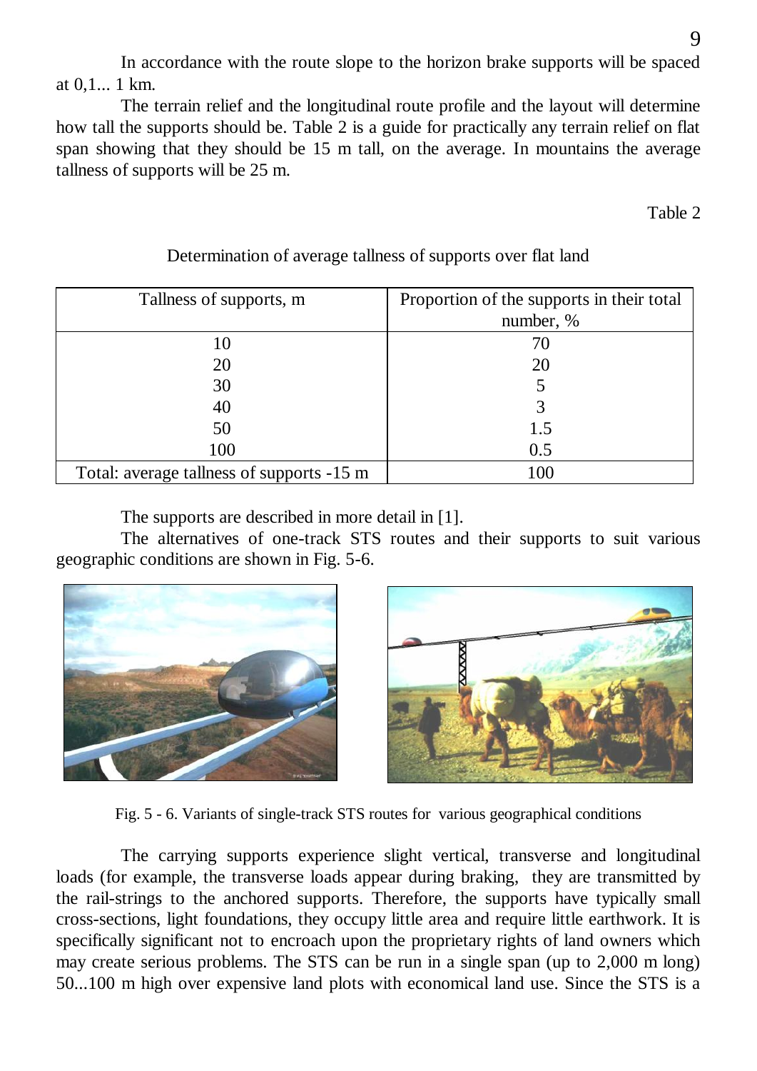In accordance with the route slope to the horizon brake supports will be spaced at 0,1... 1 km.

The terrain relief and the longitudinal route profile and the layout will determine how tall the supports should be. Table 2 is a guide for practically any terrain relief on flat span showing that they should be 15 m tall, on the average. In mountains the average tallness of supports will be 25 m.

Table 2

Determination of average tallness of supports over flat land

| Tallness of supports, m | Proportion of the supports in their total number, % |
|---|---|
| 10 | 70 |
| 20 | 20 |
| 30 | 5 |
| 40 | 3 |
| 50 | 1.5 |
| 100 | 0.5 |
| Total: average tallness of supports -15 m | 100 |

The supports are described in more detail in [1].

The alternatives of one-track STS routes and their supports to suit various geographic conditions are shown in Fig. 5-6.

Fig. 5 - 6. Variants of single-track STS routes for various geographical conditions

The carrying supports experience slight vertical, transverse and longitudinal loads (for example, the transverse loads appear during braking, they are transmitted by the rail-strings to the anchored supports. Therefore, the supports have typically small cross-sections, light foundations, they occupy little area and require little earthwork. It is specifically significant not to encroach upon the proprietary rights of land owners which may create serious problems. The STS can be run in a single span (up to 2,000 m long) 50...100 m high over expensive land plots with economical land use. Since the STS is a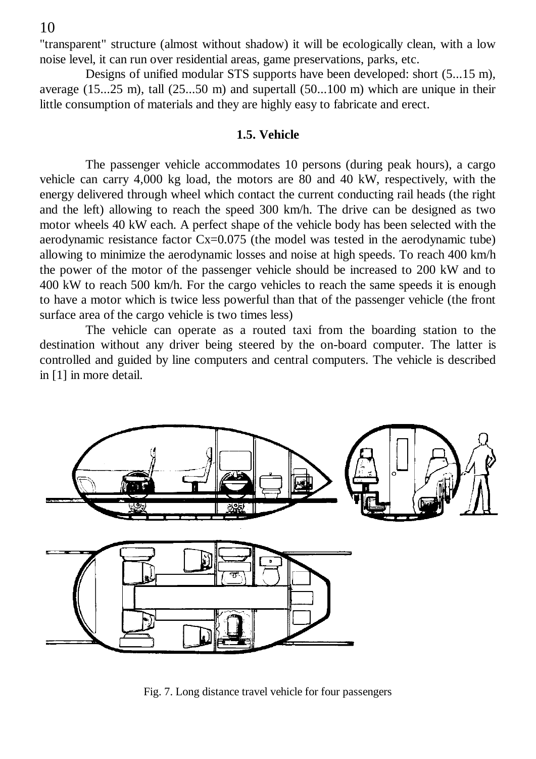"transparent" structure (almost without shadow) it will be ecologically clean, with a low noise level, it can run over residential areas, game preservations, parks, etc.

Designs of unified modular STS supports have been developed: short (5...15 m), average (15...25 m), tall (25...50 m) and supertall (50...100 m) which are unique in their little consumption of materials and they are highly easy to fabricate and erect.

### 1.5. Vehicle

The passenger vehicle accommodates 10 persons (during peak hours), a cargo vehicle can carry 4,000 kg load, the motors are 80 and 40 kW, respectively, with the energy delivered through wheel which contact the current conducting rail heads (the right and the left) allowing to reach the speed 300 km/h. The drive can be designed as two motor wheels 40 kW each. A perfect shape of the vehicle body has been selected with the aerodynamic resistance factor Cx=0.075 (the model was tested in the aerodynamic tube) allowing to minimize the aerodynamic losses and noise at high speeds. To reach 400 km/h the power of the motor of the passenger vehicle should be increased to 200 kW and to 400 kW to reach 500 km/h. For the cargo vehicles to reach the same speeds it is enough to have a motor which is twice less powerful than that of the passenger vehicle (the front surface area of the cargo vehicle is two times less)

The vehicle can operate as a routed taxi from the boarding station to the destination without any driver being steered by the on-board computer. The latter is controlled and guided by line computers and central computers. The vehicle is described in [1] in more detail.

Fig. 7. Long distance travel vehicle for four passengers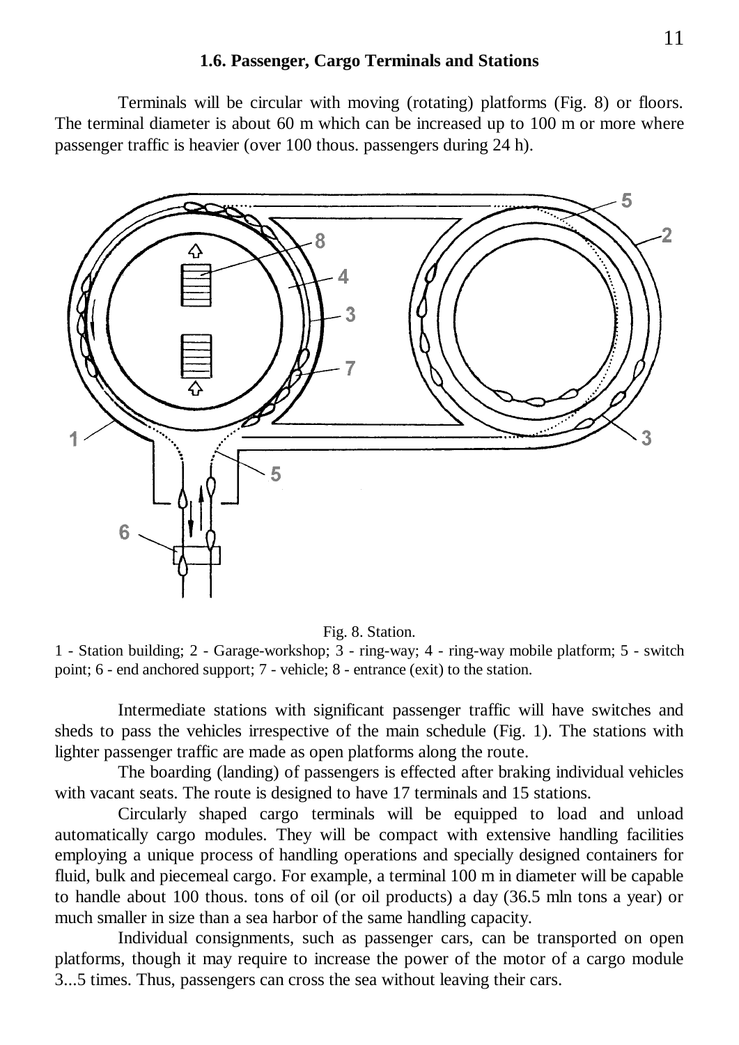## 1.6. Passenger, Cargo Terminals and Stations

Terminals will be circular with moving (rotating) platforms (Fig. 8) or floors. The terminal diameter is about 60 m which can be increased up to 100 m or more where passenger traffic is heavier (over 100 thous. passengers during 24 h).

Fig. 8. Station.

1 - Station building; 2 - Garage-workshop; 3 - ring-way; 4 - ring-way mobile platform; 5 - switch point; 6 - end anchored support; 7 - vehicle; 8 - entrance (exit) to the station.

Intermediate stations with significant passenger traffic will have switches and sheds to pass the vehicles irrespective of the main schedule (Fig. 1). The stations with lighter passenger traffic are made as open platforms along the route.

The boarding (landing) of passengers is effected after braking individual vehicles with vacant seats. The route is designed to have 17 terminals and 15 stations.

Circularly shaped cargo terminals will be equipped to load and unload automatically cargo modules. They will be compact with extensive handling facilities employing a unique process of handling operations and specially designed containers for fluid, bulk and piecemeal cargo. For example, a terminal 100 m in diameter will be capable to handle about 100 thous. tons of oil (or oil products) a day (36.5 mln tons a year) or much smaller in size than a sea harbor of the same handling capacity.

Individual consignments, such as passenger cars, can be transported on open platforms, though it may require to increase the power of the motor of a cargo module 3...5 times. Thus, passengers can cross the sea without leaving their cars.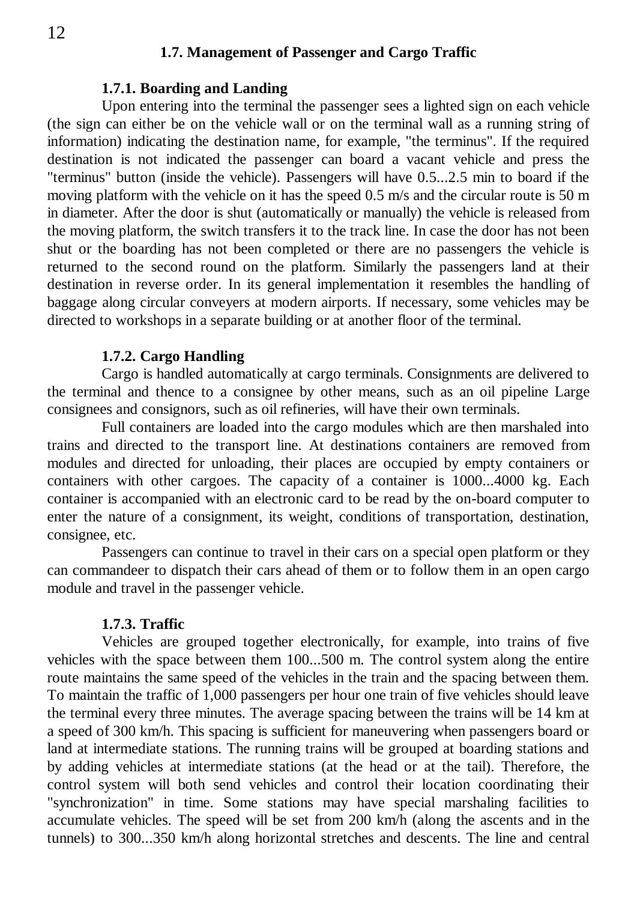## 1.7. Management of Passenger and Cargo Traffic

### 1.7.1. Boarding and Landing

Upon entering into the terminal the passenger sees a lighted sign on each vehicle (the sign can either be on the vehicle wall or on the terminal wall as a running string of information) indicating the destination name, for example, "the terminus". If the required destination is not indicated the passenger can board a vacant vehicle and press the "terminus" button (inside the vehicle). Passengers will have 0.5...2.5 min to board if the moving platform with the vehicle on it has the speed 0.5 m/s and the circular route is 50 m in diameter. After the door is shut (automatically or manually) the vehicle is released from the moving platform, the switch transfers it to the track line. In case the door has not been shut or the boarding has not been completed or there are no passengers the vehicle is returned to the second round on the platform. Similarly the passengers land at their destination in reverse order. In its general implementation it resembles the handling of baggage along circular conveyers at modern airports. If necessary, some vehicles may be directed to workshops in a separate building or at another floor of the terminal.

### 1.7.2. Cargo Handling

Cargo is handled automatically at cargo terminals. Consignments are delivered to the terminal and thence to a consignee by other means, such as an oil pipeline Large consignees and consignors, such as oil refineries, will have their own terminals.

Full containers are loaded into the cargo modules which are then marshaled into trains and directed to the transport line. At destinations containers are removed from modules and directed for unloading, their places are occupied by empty containers or containers with other cargoes. The capacity of a container is 1000...4000 kg. Each container is accompanied with an electronic card to be read by the on-board computer to enter the nature of a consignment, its weight, conditions of transportation, destination, consignee, etc.

Passengers can continue to travel in their cars on a special open platform or they can commandeer to dispatch their cars ahead of them or to follow them in an open cargo module and travel in the passenger vehicle.

### 1.7.3. Traffic

Vehicles are grouped together electronically, for example, into trains of five vehicles with the space between them 100...500 m. The control system along the entire route maintains the same speed of the vehicles in the train and the spacing between them. To maintain the traffic of 1,000 passengers per hour one train of five vehicles should leave the terminal every three minutes. The average spacing between the trains will be 14 km at a speed of 300 km/h. This spacing is sufficient for maneuvering when passengers board or land at intermediate stations. The running trains will be grouped at boarding stations and by adding vehicles at intermediate stations (at the head or at the tail). Therefore, the control system will both send vehicles and control their location coordinating their "synchronization" in time. Some stations may have special marshaling facilities to accumulate vehicles. The speed will be set from 200 km/h (along the ascents and in the tunnels) to 300...350 km/h along horizontal stretches and descents. The line and central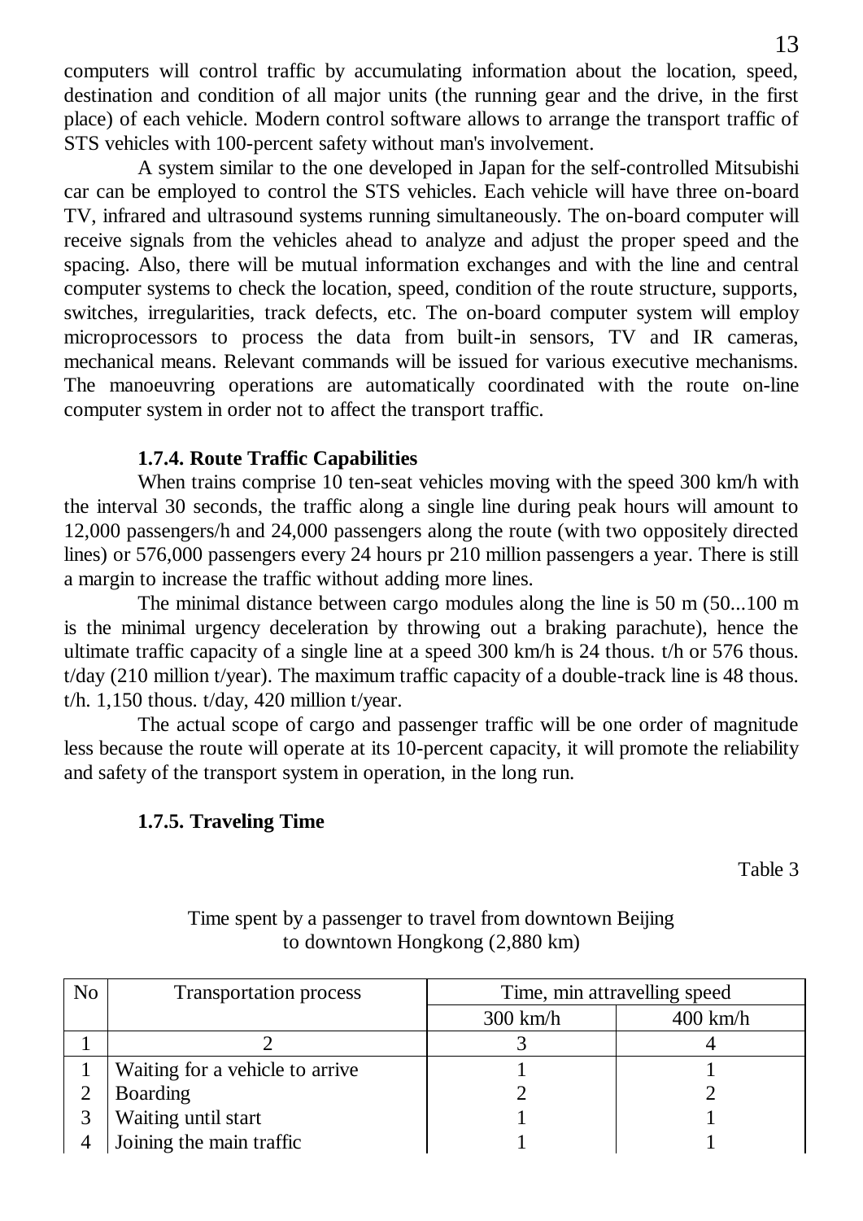computers will control traffic by accumulating information about the location, speed, destination and condition of all major units (the running gear and the drive, in the first place) of each vehicle. Modern control software allows to arrange the transport traffic of STS vehicles with 100-percent safety without man's involvement.

A system similar to the one developed in Japan for the self-controlled Mitsubishi car can be employed to control the STS vehicles. Each vehicle will have three on-board TV, infrared and ultrasound systems running simultaneously. The on-board computer will receive signals from the vehicles ahead to analyze and adjust the proper speed and the spacing. Also, there will be mutual information exchanges and with the line and central computer systems to check the location, speed, condition of the route structure, supports, switches, irregularities, track defects, etc. The on-board computer system will employ microprocessors to process the data from built-in sensors, TV and IR cameras, mechanical means. Relevant commands will be issued for various executive mechanisms. The manoeuvring operations are automatically coordinated with the route on-line computer system in order not to affect the transport traffic.

### 1.7.4. Route Traffic Capabilities

When trains comprise 10 ten-seat vehicles moving with the speed 300 km/h with the interval 30 seconds, the traffic along a single line during peak hours will amount to 12,000 passengers/h and 24,000 passengers along the route (with two oppositely directed lines) or 576,000 passengers every 24 hours pr 210 million passengers a year. There is still a margin to increase the traffic without adding more lines.

The minimal distance between cargo modules along the line is 50 m (50...100 m is the minimal urgency deceleration by throwing out a braking parachute), hence the ultimate traffic capacity of a single line at a speed 300 km/h is 24 thous. t/h or 576 thous. t/day (210 million t/year). The maximum traffic capacity of a double-track line is 48 thous. t/h. 1,150 thous. t/day, 420 million t/year.

The actual scope of cargo and passenger traffic will be one order of magnitude less because the route will operate at its 10-percent capacity, it will promote the reliability and safety of the transport system in operation, in the long run.

### 1.7.5. Traveling Time

Table 3

Time spent by a passenger to travel from downtown Beijing to downtown Hongkong (2,880 km)

| No | Transportation process | Time, min attravelling speed | |
|---|---|---|---|
| | | 300 km/h | 400 km/h |
| 1 | 2 | 3 | 4 |
| 1 | Waiting for a vehicle to arrive | 1 | 1 |
| 2 | Boarding | 2 | 2 |
| 3 | Waiting until start | 1 | 1 |
| 4 | Joining the main traffic | 1 | 1 |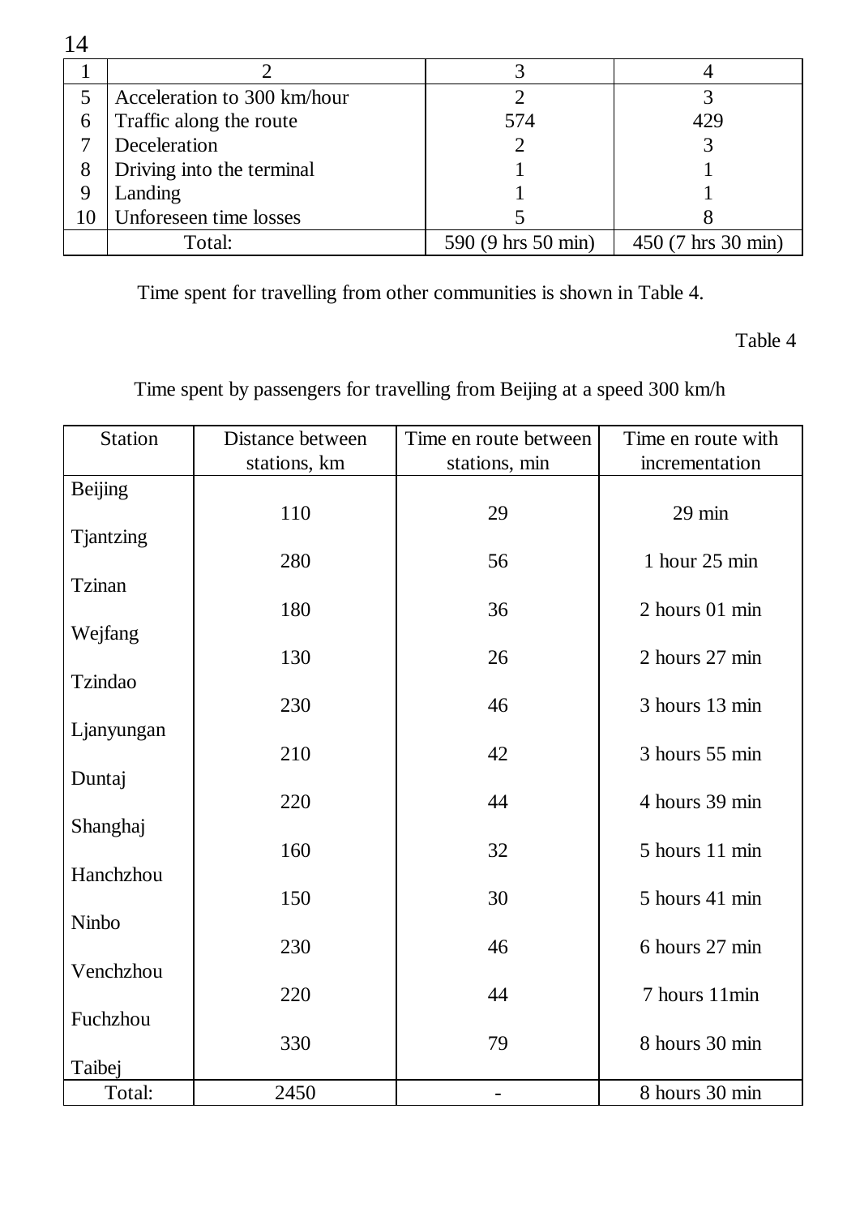| 1 | 2 | 3 | 4 |
|---|---|---|---|
| 5 | Acceleration to 300 km/hour | 2 | 3 |
| 6 | Traffic along the route | 574 | 429 |
| 7 | Deceleration | 2 | 3 |
| 8 | Driving into the terminal | 1 | 1 |
| 9 | Landing | 1 | 1 |
| 10 | Unforeseen time losses | 5 | 8 |
| | Total: | 590 (9 hrs 50 min) | 450 (7 hrs 30 min) |

Time spent for travelling from other communities is shown in Table 4.

Table 4

Time spent by passengers for travelling from Beijing at a speed 300 km/h

| Station | Distance between stations, km | Time en route between stations, min | Time en route with incrementation |
|---|---|---|---|
| Beijing | | | |
| | 110 | 29 | 29 min |
| Tjantzing | | | |
| | 280 | 56 | 1 hour 25 min |
| Tzinan | | | |
| | 180 | 36 | 2 hours 01 min |
| Wejfang | | | |
| | 130 | 26 | 2 hours 27 min |
| Tzindao | | | |
| | 230 | 46 | 3 hours 13 min |
| Ljanyungan | | | |
| | 210 | 42 | 3 hours 55 min |
| Duntaj | | | |
| | 220 | 44 | 4 hours 39 min |
| Shanghaj | | | |
| | 160 | 32 | 5 hours 11 min |
| Hanchzhou | | | |
| | 150 | 30 | 5 hours 41 min |
| Ninbo | | | |
| | 230 | 46 | 6 hours 27 min |
| Venchzhou | | | |
| | 220 | 44 | 7 hours 11min |
| Fuchzhou | | | |
| | 330 | 79 | 8 hours 30 min |
| Taibej | | | |
| Total: | 2450 | - | 8 hours 30 min |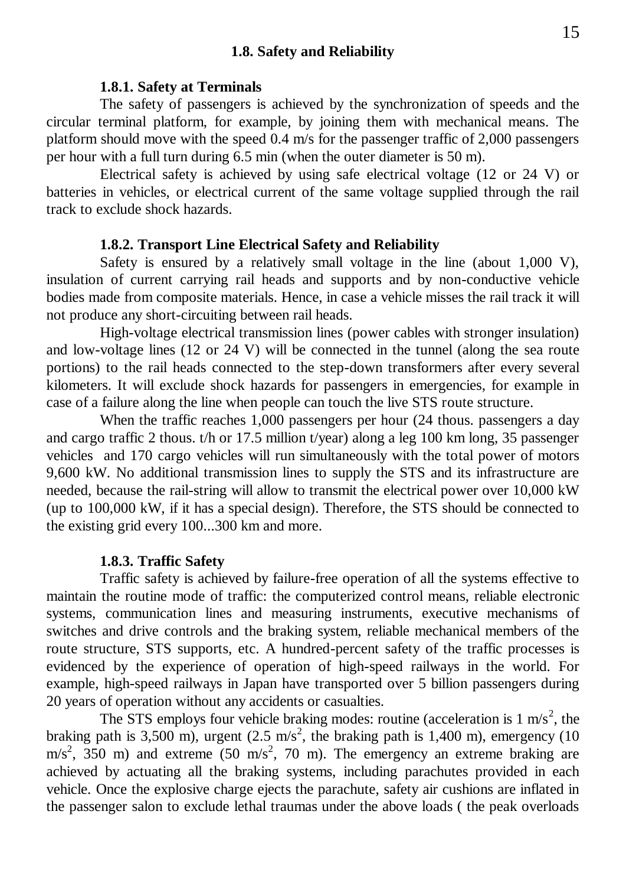## 1.8. Safety and Reliability

### 1.8.1. Safety at Terminals

The safety of passengers is achieved by the synchronization of speeds and the circular terminal platform, for example, by joining them with mechanical means. The platform should move with the speed 0.4 m/s for the passenger traffic of 2,000 passengers per hour with a full turn during 6.5 min (when the outer diameter is 50 m).

Electrical safety is achieved by using safe electrical voltage (12 or 24 V) or batteries in vehicles, or electrical current of the same voltage supplied through the rail track to exclude shock hazards.

### 1.8.2. Transport Line Electrical Safety and Reliability

Safety is ensured by a relatively small voltage in the line (about 1,000 V), insulation of current carrying rail heads and supports and by non-conductive vehicle bodies made from composite materials. Hence, in case a vehicle misses the rail track it will not produce any short-circuiting between rail heads.

High-voltage electrical transmission lines (power cables with stronger insulation) and low-voltage lines (12 or 24 V) will be connected in the tunnel (along the sea route portions) to the rail heads connected to the step-down transformers after every several kilometers. It will exclude shock hazards for passengers in emergencies, for example in case of a failure along the line when people can touch the live STS route structure.

When the traffic reaches 1,000 passengers per hour (24 thous. passengers a day and cargo traffic 2 thous. t/h or 17.5 million t/year) along a leg 100 km long, 35 passenger vehicles and 170 cargo vehicles will run simultaneously with the total power of motors 9,600 kW. No additional transmission lines to supply the STS and its infrastructure are needed, because the rail-string will allow to transmit the electrical power over 10,000 kW (up to 100,000 kW, if it has a special design). Therefore, the STS should be connected to the existing grid every 100...300 km and more.

### 1.8.3. Traffic Safety

Traffic safety is achieved by failure-free operation of all the systems effective to maintain the routine mode of traffic: the computerized control means, reliable electronic systems, communication lines and measuring instruments, executive mechanisms of switches and drive controls and the braking system, reliable mechanical members of the route structure, STS supports, etc. A hundred-percent safety of the traffic processes is evidenced by the experience of operation of high-speed railways in the world. For example, high-speed railways in Japan have transported over 5 billion passengers during 20 years of operation without any accidents or casualties.

The STS employs four vehicle braking modes: routine (acceleration is 1 $m/s^2$, the braking path is 3,500 m), urgent (2.5 $m/s^2$, the braking path is 1,400 m), emergency (10 $m/s^2$, 350 m) and extreme (50 $m/s^2$, 70 m). The emergency an extreme braking are achieved by actuating all the braking systems, including parachutes provided in each vehicle. Once the explosive charge ejects the parachute, safety air cushions are inflated in the passenger salon to exclude lethal traumas under the above loads ( the peak overloads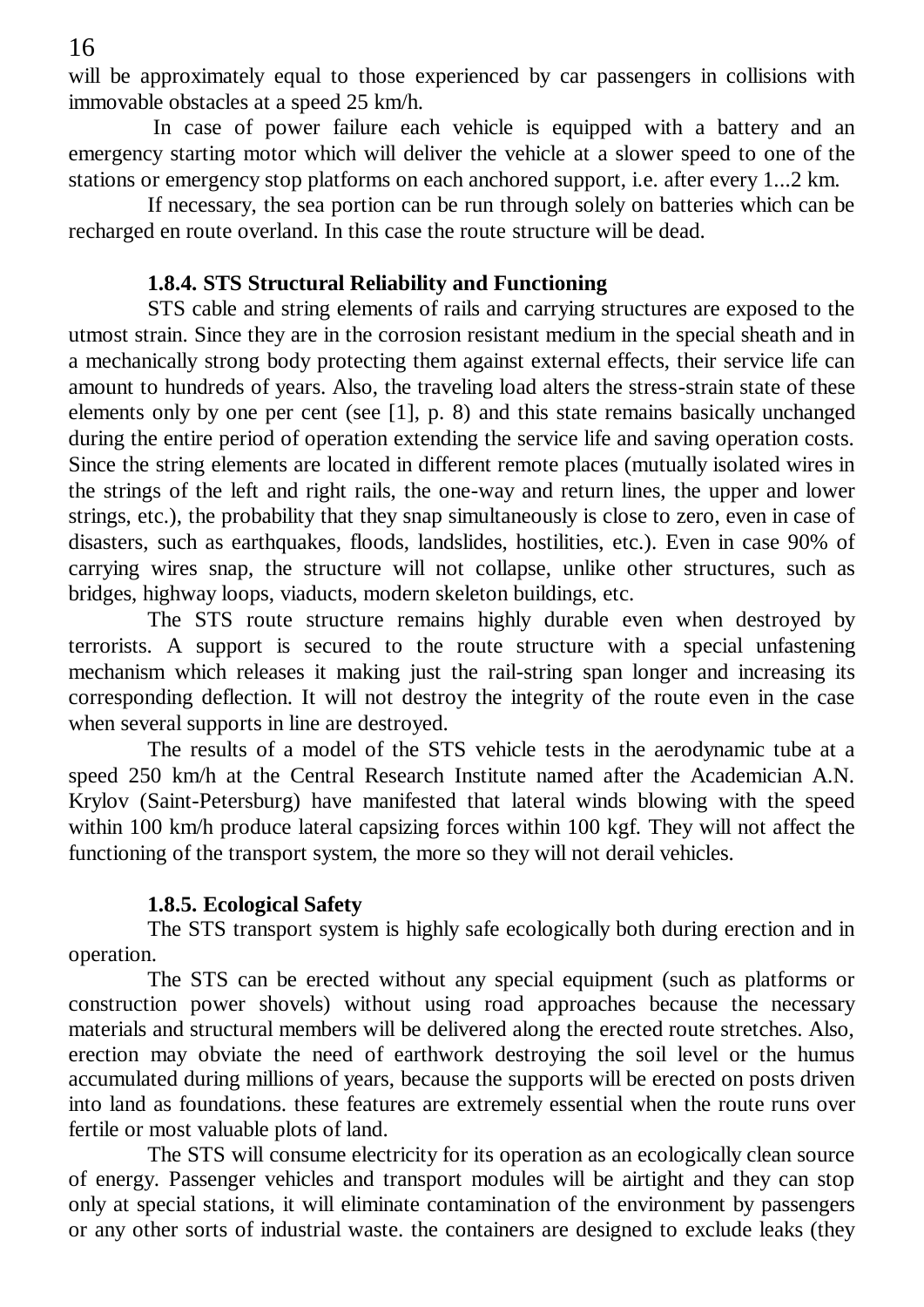will be approximately equal to those experienced by car passengers in collisions with immovable obstacles at a speed 25 km/h.

In case of power failure each vehicle is equipped with a battery and an emergency starting motor which will deliver the vehicle at a slower speed to one of the stations or emergency stop platforms on each anchored support, i.e. after every 1...2 km.

If necessary, the sea portion can be run through solely on batteries which can be recharged en route overland. In this case the route structure will be dead.

### 1.8.4. STS Structural Reliability and Functioning

STS cable and string elements of rails and carrying structures are exposed to the utmost strain. Since they are in the corrosion resistant medium in the special sheath and in a mechanically strong body protecting them against external effects, their service life can amount to hundreds of years. Also, the traveling load alters the stress-strain state of these elements only by one per cent (see [1], p. 8) and this state remains basically unchanged during the entire period of operation extending the service life and saving operation costs. Since the string elements are located in different remote places (mutually isolated wires in the strings of the left and right rails, the one-way and return lines, the upper and lower strings, etc.), the probability that they snap simultaneously is close to zero, even in case of disasters, such as earthquakes, floods, landslides, hostilities, etc.). Even in case 90% of carrying wires snap, the structure will not collapse, unlike other structures, such as bridges, highway loops, viaducts, modern skeleton buildings, etc.

The STS route structure remains highly durable even when destroyed by terrorists. A support is secured to the route structure with a special unfastening mechanism which releases it making just the rail-string span longer and increasing its corresponding deflection. It will not destroy the integrity of the route even in the case when several supports in line are destroyed.

The results of a model of the STS vehicle tests in the aerodynamic tube at a speed 250 km/h at the Central Research Institute named after the Academician A.N. Krylov (Saint-Petersburg) have manifested that lateral winds blowing with the speed within 100 km/h produce lateral capsizing forces within 100 kgf. They will not affect the functioning of the transport system, the more so they will not derail vehicles.

### 1.8.5. Ecological Safety

The STS transport system is highly safe ecologically both during erection and in operation.

The STS can be erected without any special equipment (such as platforms or construction power shovels) without using road approaches because the necessary materials and structural members will be delivered along the erected route stretches. Also, erection may obviate the need of earthwork destroying the soil level or the humus accumulated during millions of years, because the supports will be erected on posts driven into land as foundations. these features are extremely essential when the route runs over fertile or most valuable plots of land.

The STS will consume electricity for its operation as an ecologically clean source of energy. Passenger vehicles and transport modules will be airtight and they can stop only at special stations, it will eliminate contamination of the environment by passengers or any other sorts of industrial waste. the containers are designed to exclude leaks (they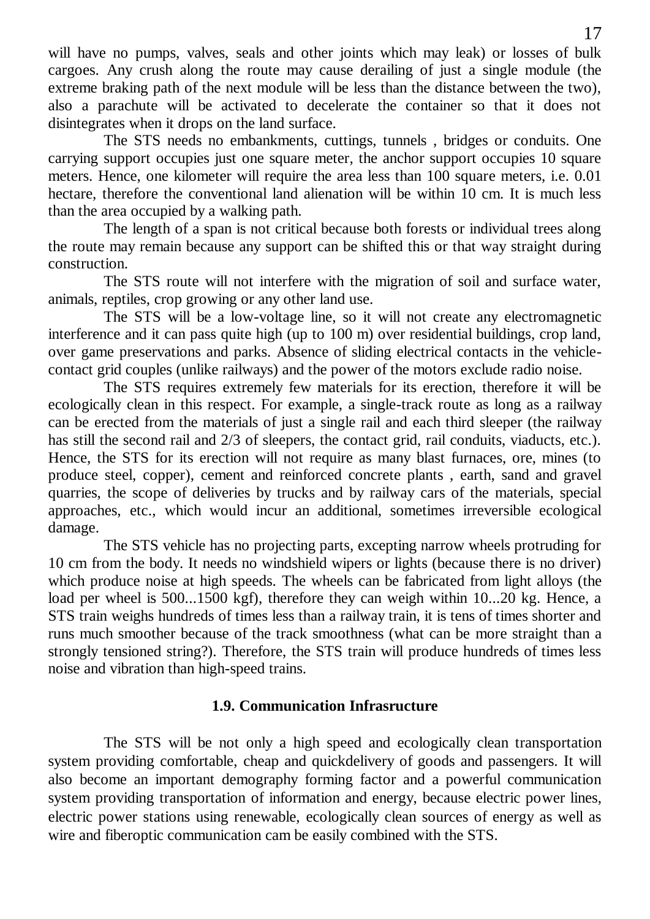will have no pumps, valves, seals and other joints which may leak) or losses of bulk cargoes. Any crush along the route may cause derailing of just a single module (the extreme braking path of the next module will be less than the distance between the two), also a parachute will be activated to decelerate the container so that it does not disintegrates when it drops on the land surface.

The STS needs no embankments, cuttings, tunnels , bridges or conduits. One carrying support occupies just one square meter, the anchor support occupies 10 square meters. Hence, one kilometer will require the area less than 100 square meters, i.e. 0.01 hectare, therefore the conventional land alienation will be within 10 cm. It is much less than the area occupied by a walking path.

The length of a span is not critical because both forests or individual trees along the route may remain because any support can be shifted this or that way straight during construction.

The STS route will not interfere with the migration of soil and surface water, animals, reptiles, crop growing or any other land use.

The STS will be a low-voltage line, so it will not create any electromagnetic interference and it can pass quite high (up to 100 m) over residential buildings, crop land, over game preservations and parks. Absence of sliding electrical contacts in the vehicle-contact grid couples (unlike railways) and the power of the motors exclude radio noise.

The STS requires extremely few materials for its erection, therefore it will be ecologically clean in this respect. For example, a single-track route as long as a railway can be erected from the materials of just a single rail and each third sleeper (the railway has still the second rail and 2/3 of sleepers, the contact grid, rail conduits, viaducts, etc.). Hence, the STS for its erection will not require as many blast furnaces, ore, mines (to produce steel, copper), cement and reinforced concrete plants , earth, sand and gravel quarries, the scope of deliveries by trucks and by railway cars of the materials, special approaches, etc., which would incur an additional, sometimes irreversible ecological damage.

The STS vehicle has no projecting parts, excepting narrow wheels protruding for 10 cm from the body. It needs no windshield wipers or lights (because there is no driver) which produce noise at high speeds. The wheels can be fabricated from light alloys (the load per wheel is 500...1500 kgf), therefore they can weigh within 10...20 kg. Hence, a STS train weighs hundreds of times less than a railway train, it is tens of times shorter and runs much smoother because of the track smoothness (what can be more straight than a strongly tensioned string?). Therefore, the STS train will produce hundreds of times less noise and vibration than high-speed trains.

### 1.9. Communication Infrasructure

The STS will be not only a high speed and ecologically clean transportation system providing comfortable, cheap and quickdelivery of goods and passengers. It will also become an important demography forming factor and a powerful communication system providing transportation of information and energy, because electric power lines, electric power stations using renewable, ecologically clean sources of energy as well as wire and fiberoptic communication cam be easily combined with the STS.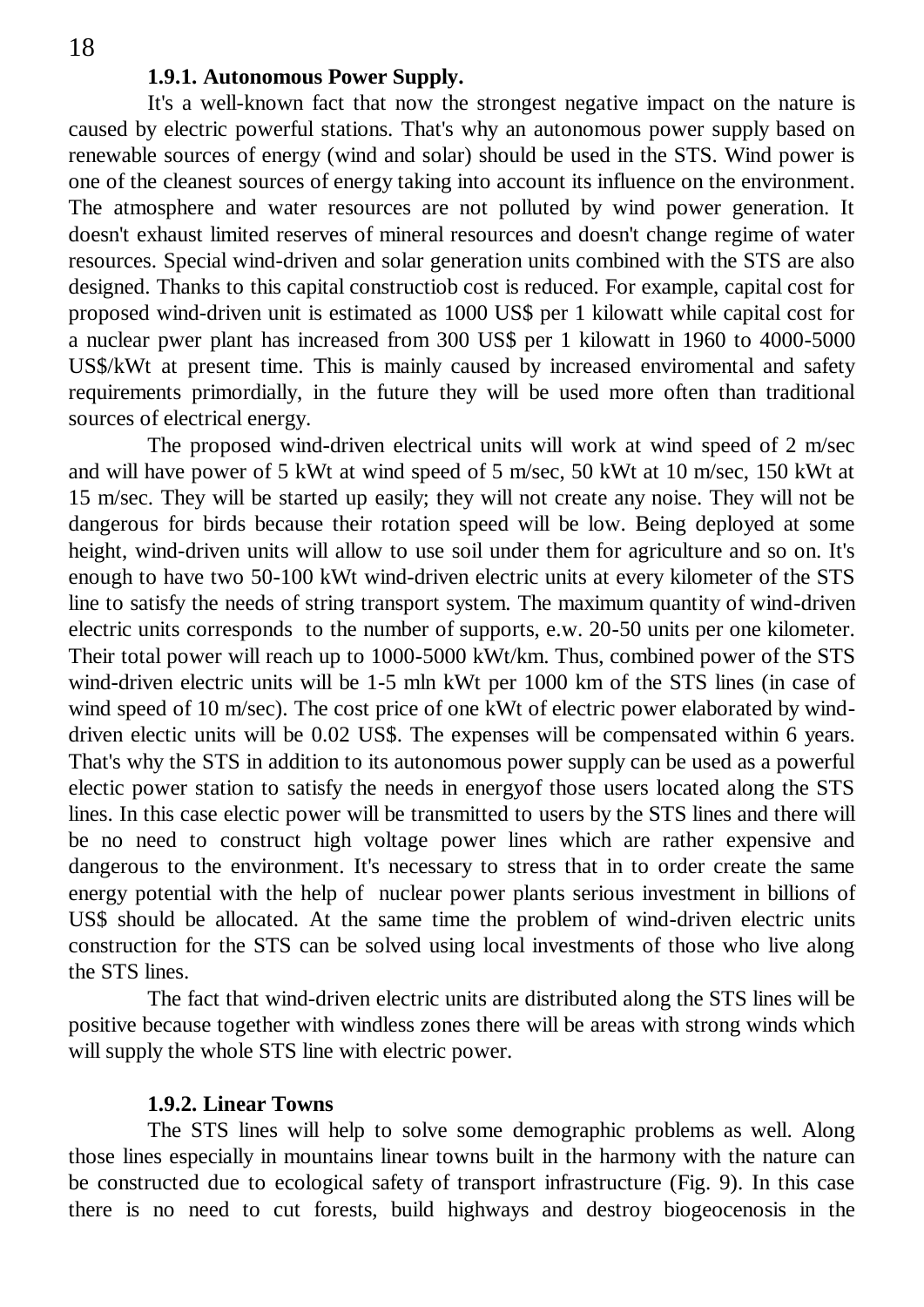### 1.9.1. Autonomous Power Supply.

It's a well-known fact that now the strongest negative impact on the nature is caused by electric powerful stations. That's why an autonomous power supply based on renewable sources of energy (wind and solar) should be used in the STS. Wind power is one of the cleanest sources of energy taking into account its influence on the environment. The atmosphere and water resources are not polluted by wind power generation. It doesn't exhaust limited reserves of mineral resources and doesn't change regime of water resources. Special wind-driven and solar generation units combined with the STS are also designed. Thanks to this capital constructiob cost is reduced. For example, capital cost for proposed wind-driven unit is estimated as 1000 US$ per 1 kilowatt while capital cost for a nuclear pwer plant has increased from 300 US$ per 1 kilowatt in 1960 to 4000-5000 US$/kWt at present time. This is mainly caused by increased enviromental and safety requirements primordially, in the future they will be used more often than traditional sources of electrical energy.

The proposed wind-driven electrical units will work at wind speed of 2 m/sec and will have power of 5 kWt at wind speed of 5 m/sec, 50 kWt at 10 m/sec, 150 kWt at 15 m/sec. They will be started up easily; they will not create any noise. They will not be dangerous for birds because their rotation speed will be low. Being deployed at some height, wind-driven units will allow to use soil under them for agriculture and so on. It's enough to have two 50-100 kWt wind-driven electric units at every kilometer of the STS line to satisfy the needs of string transport system. The maximum quantity of wind-driven electric units corresponds to the number of supports, e.w. 20-50 units per one kilometer. Their total power will reach up to 1000-5000 kWt/km. Thus, combined power of the STS wind-driven electric units will be 1-5 mln kWt per 1000 km of the STS lines (in case of wind speed of 10 m/sec). The cost price of one kWt of electric power elaborated by wind-driven electic units will be 0.02 US$. The expenses will be compensated within 6 years. That's why the STS in addition to its autonomous power supply can be used as a powerful electic power station to satisfy the needs in energyof those users located along the STS lines. In this case electic power will be transmitted to users by the STS lines and there will be no need to construct high voltage power lines which are rather expensive and dangerous to the environment. It's necessary to stress that in to order create the same energy potential with the help of nuclear power plants serious investment in billions of US$ should be allocated. At the same time the problem of wind-driven electric units construction for the STS can be solved using local investments of those who live along the STS lines.

The fact that wind-driven electric units are distributed along the STS lines will be positive because together with windless zones there will be areas with strong winds which will supply the whole STS line with electric power.

### 1.9.2. Linear Towns

The STS lines will help to solve some demographic problems as well. Along those lines especially in mountains linear towns built in the harmony with the nature can be constructed due to ecological safety of transport infrastructure (Fig. 9). In this case there is no need to cut forests, build highways and destroy biogeocenosis in the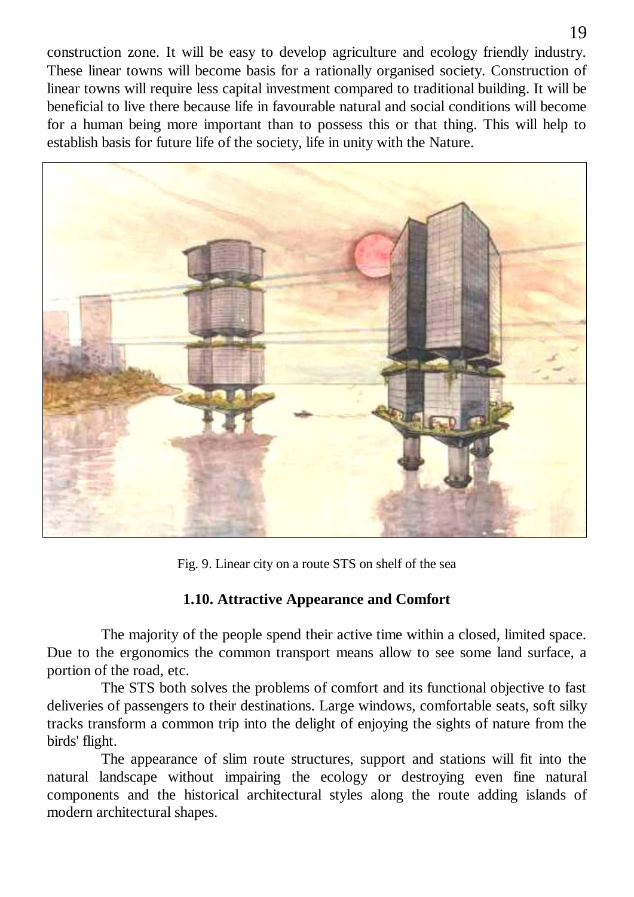construction zone. It will be easy to develop agriculture and ecology friendly industry. These linear towns will become basis for a rationally organised society. Construction of linear towns will require less capital investment compared to traditional building. It will be beneficial to live there because life in favourable natural and social conditions will become for a human being more important than to possess this or that thing. This will help to establish basis for future life of the society, life in unity with the Nature.

Fig. 9. Linear city on a route STS on shelf of the sea

### 1.10. Attractive Appearance and Comfort

The majority of the people spend their active time within a closed, limited space. Due to the ergonomics the common transport means allow to see some land surface, a portion of the road, etc.

The STS both solves the problems of comfort and its functional objective to fast deliveries of passengers to their destinations. Large windows, comfortable seats, soft silky tracks transform a common trip into the delight of enjoying the sights of nature from the birds' flight.

The appearance of slim route structures, support and stations will fit into the natural landscape without impairing the ecology or destroying even fine natural components and the historical architectural styles along the route adding islands of modern architectural shapes.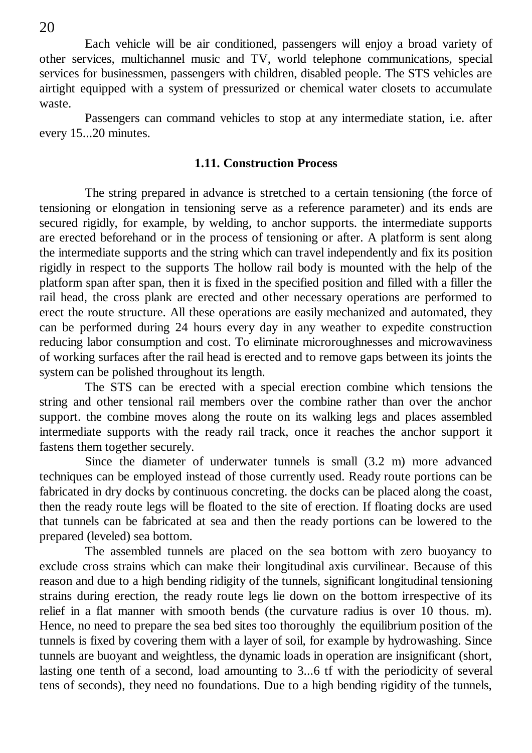Each vehicle will be air conditioned, passengers will enjoy a broad variety of other services, multichannel music and TV, world telephone communications, special services for businessmen, passengers with children, disabled people. The STS vehicles are airtight equipped with a system of pressurized or chemical water closets to accumulate waste.

Passengers can command vehicles to stop at any intermediate station, i.e. after every 15...20 minutes.

### 1.11. Construction Process

The string prepared in advance is stretched to a certain tensioning (the force of tensioning or elongation in tensioning serve as a reference parameter) and its ends are secured rigidly, for example, by welding, to anchor supports. the intermediate supports are erected beforehand or in the process of tensioning or after. A platform is sent along the intermediate supports and the string which can travel independently and fix its position rigidly in respect to the supports The hollow rail body is mounted with the help of the platform span after span, then it is fixed in the specified position and filled with a filler the rail head, the cross plank are erected and other necessary operations are performed to erect the route structure. All these operations are easily mechanized and automated, they can be performed during 24 hours every day in any weather to expedite construction reducing labor consumption and cost. To eliminate microroughnesses and microwaviness of working surfaces after the rail head is erected and to remove gaps between its joints the system can be polished throughout its length.

The STS can be erected with a special erection combine which tensions the string and other tensional rail members over the combine rather than over the anchor support. the combine moves along the route on its walking legs and places assembled intermediate supports with the ready rail track, once it reaches the anchor support it fastens them together securely.

Since the diameter of underwater tunnels is small (3.2 m) more advanced techniques can be employed instead of those currently used. Ready route portions can be fabricated in dry docks by continuous concreting. the docks can be placed along the coast, then the ready route legs will be floated to the site of erection. If floating docks are used that tunnels can be fabricated at sea and then the ready portions can be lowered to the prepared (leveled) sea bottom.

The assembled tunnels are placed on the sea bottom with zero buoyancy to exclude cross strains which can make their longitudinal axis curvilinear. Because of this reason and due to a high bending ridigity of the tunnels, significant longitudinal tensioning strains during erection, the ready route legs lie down on the bottom irrespective of its relief in a flat manner with smooth bends (the curvature radius is over 10 thous. m). Hence, no need to prepare the sea bed sites too thoroughly  the equilibrium position of the tunnels is fixed by covering them with a layer of soil, for example by hydrowashing. Since tunnels are buoyant and weightless, the dynamic loads in operation are insignificant (short, lasting one tenth of a second, load amounting to 3...6 tf with the periodicity of several tens of seconds), they need no foundations. Due to a high bending rigidity of the tunnels,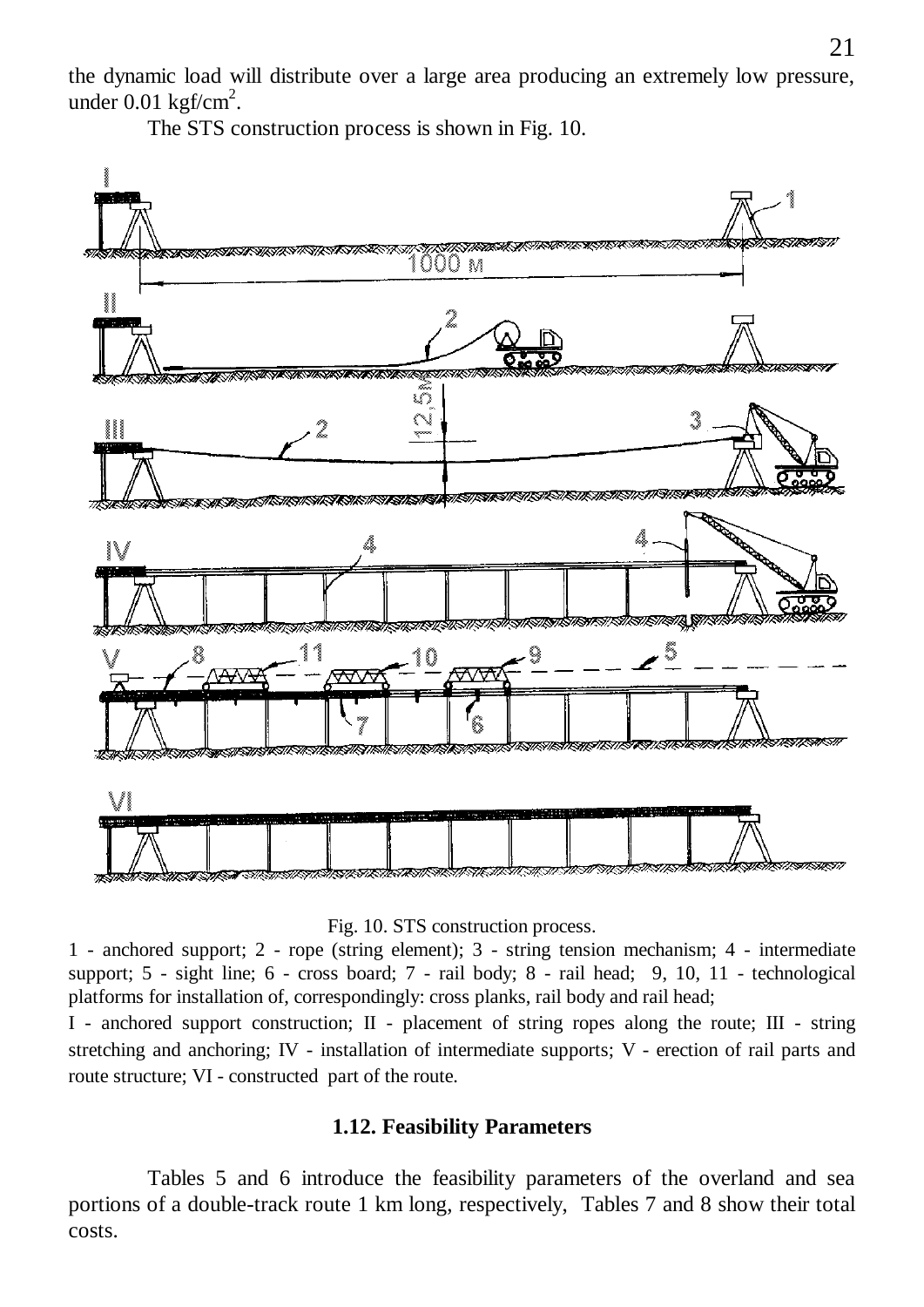the dynamic load will distribute over a large area producing an extremely low pressure, under 0.01 kgf/cm$^2$.

The STS construction process is shown in Fig. 10.

Fig. 10. STS construction process.

1 - anchored support; 2 - rope (string element); 3 - string tension mechanism; 4 - intermediate support; 5 - sight line; 6 - cross board; 7 - rail body; 8 - rail head; 9, 10, 11 - technological platforms for installation of, correspondingly: cross planks, rail body and rail head;

I - anchored support construction; II - placement of string ropes along the route; III - string stretching and anchoring; IV - installation of intermediate supports; V - erection of rail parts and route structure; VI - constructed part of the route.

### 1.12. Feasibility Parameters

Tables 5 and 6 introduce the feasibility parameters of the overland and sea portions of a double-track route 1 km long, respectively, Tables 7 and 8 show their total costs.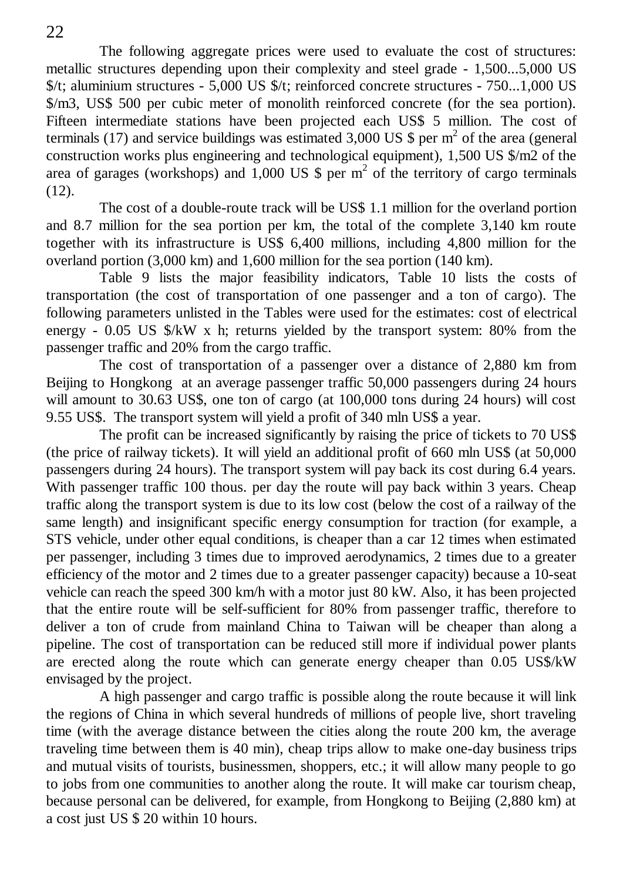The following aggregate prices were used to evaluate the cost of structures: metallic structures depending upon their complexity and steel grade - 1,500...5,000 US $/t; aluminium structures - 5,000 US $/t; reinforced concrete structures - 750...1,000 US $/m3, US$ 500 per cubic meter of monolith reinforced concrete (for the sea portion). Fifteen intermediate stations have been projected each US$ 5 million. The cost of terminals (17) and service buildings was estimated 3,000 US $ per $m^2$ of the area (general construction works plus engineering and technological equipment), 1,500 US $/m2 of the area of garages (workshops) and 1,000 US $ per $m^2$ of the territory of cargo terminals (12).

The cost of a double-route track will be US$ 1.1 million for the overland portion and 8.7 million for the sea portion per km, the total of the complete 3,140 km route together with its infrastructure is US$ 6,400 millions, including 4,800 million for the overland portion (3,000 km) and 1,600 million for the sea portion (140 km).

Table 9 lists the major feasibility indicators, Table 10 lists the costs of transportation (the cost of transportation of one passenger and a ton of cargo). The following parameters unlisted in the Tables were used for the estimates: cost of electrical energy - 0.05 US $/kW x h; returns yielded by the transport system: 80% from the passenger traffic and 20% from the cargo traffic.

The cost of transportation of a passenger over a distance of 2,880 km from Beijing to Hongkong at an average passenger traffic 50,000 passengers during 24 hours will amount to 30.63 US$, one ton of cargo (at 100,000 tons during 24 hours) will cost 9.55 US$. The transport system will yield a profit of 340 mln US$ a year.

The profit can be increased significantly by raising the price of tickets to 70 US$ (the price of railway tickets). It will yield an additional profit of 660 mln US$ (at 50,000 passengers during 24 hours). The transport system will pay back its cost during 6.4 years. With passenger traffic 100 thous. per day the route will pay back within 3 years. Cheap traffic along the transport system is due to its low cost (below the cost of a railway of the same length) and insignificant specific energy consumption for traction (for example, a STS vehicle, under other equal conditions, is cheaper than a car 12 times when estimated per passenger, including 3 times due to improved aerodynamics, 2 times due to a greater efficiency of the motor and 2 times due to a greater passenger capacity) because a 10-seat vehicle can reach the speed 300 km/h with a motor just 80 kW. Also, it has been projected that the entire route will be self-sufficient for 80% from passenger traffic, therefore to deliver a ton of crude from mainland China to Taiwan will be cheaper than along a pipeline. The cost of transportation can be reduced still more if individual power plants are erected along the route which can generate energy cheaper than 0.05 US$/kW envisaged by the project.

A high passenger and cargo traffic is possible along the route because it will link the regions of China in which several hundreds of millions of people live, short traveling time (with the average distance between the cities along the route 200 km, the average traveling time between them is 40 min), cheap trips allow to make one-day business trips and mutual visits of tourists, businessmen, shoppers, etc.; it will allow many people to go to jobs from one communities to another along the route. It will make car tourism cheap, because personal can be delivered, for example, from Hongkong to Beijing (2,880 km) at a cost just US $ 20 within 10 hours.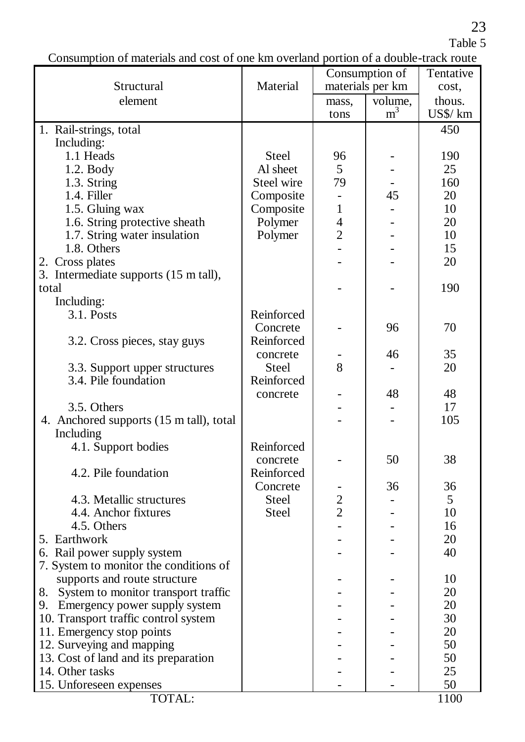Table 5

Consumption of materials and cost of one km overland portion of a double-track route

| Structural element | Material | Consumption of materials per km | | Tentative cost, thous. US$/ km |
|---|---|---|---|---|
| | | mass, tons | volume, $m^3$ | |
| 1. Rail-strings, total | | | | 450 |
| Including: | | | | |
| 1.1 Heads | Steel | 96 | - | 190 |
| 1.2. Body | Al sheet | 5 | - | 25 |
| 1.3. String | Steel wire | 79 | - | 160 |
| 1.4. Filler | Composite | - | 45 | 20 |
| 1.5. Gluing wax | Composite | 1 | - | 10 |
| 1.6. String protective sheath | Polymer | 4 | - | 20 |
| 1.7. String water insulation | Polymer | 2 | - | 10 |
| 1.8. Others | | - | - | 15 |
| 2. Cross plates | | - | - | 20 |
| 3. Intermediate supports (15 m tall), total | | - | - | 190 |
| Including: | | | | |
| 3.1. Posts | Reinforced Concrete | - | 96 | 70 |
| 3.2. Cross pieces, stay guys | Reinforced concrete | - | 46 | 35 |
| 3.3. Support upper structures | Steel | 8 | - | 20 |
| 3.4. Pile foundation | Reinforced concrete | - | 48 | 48 |
| 3.5. Others | | - | - | 17 |
| 4. Anchored supports (15 m tall), total | | - | - | 105 |
| Including | | | | |
| 4.1. Support bodies | Reinforced concrete | - | 50 | 38 |
| 4.2. Pile foundation | Reinforced Concrete | - | 36 | 36 |
| 4.3. Metallic structures | Steel | 2 | - | 5 |
| 4.4. Anchor fixtures | Steel | 2 | - | 10 |
| 4.5. Others | | - | - | 16 |
| 5. Earthwork | | - | - | 20 |
| 6. Rail power supply system | | - | - | 40 |
| 7. System to monitor the conditions of supports and route structure | | - | - | 10 |
| 8. System to monitor transport traffic | | - | - | 20 |
| 9. Emergency power supply system | | - | - | 20 |
| 10. Transport traffic control system | | - | - | 30 |
| 11. Emergency stop points | | - | - | 20 |
| 12. Surveying and mapping | | - | - | 50 |
| 13. Cost of land and its preparation | | - | - | 50 |
| 14. Other tasks | | - | - | 25 |
| 15. Unforeseen expenses | | - | - | 50 |
| TOTAL: | | | | 1100 |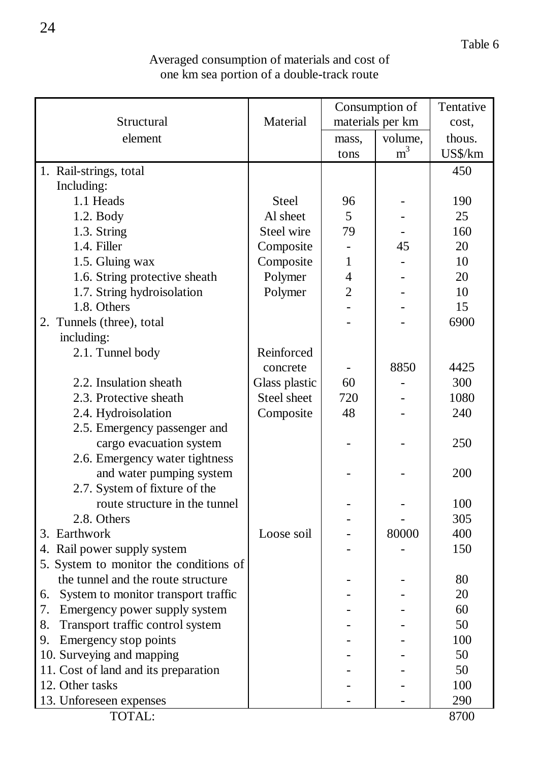Table 6

Averaged consumption of materials and cost of one km sea portion of a double-track route

| Structural element | Material | Consumption of materials per km | | Tentative cost, thous. US$/km |
|---|---|---|---|---|
| | | mass, tons | volume, $m^3$ | |
| 1. Rail-strings, total | | | | 450 |
| Including: | | | | |
| 1.1 Heads | Steel | 96 | - | 190 |
| 1.2. Body | Al sheet | 5 | - | 25 |
| 1.3. String | Steel wire | 79 | - | 160 |
| 1.4. Filler | Composite | - | 45 | 20 |
| 1.5. Gluing wax | Composite | 1 | - | 10 |
| 1.6. String protective sheath | Polymer | 4 | - | 20 |
| 1.7. String hydroisolation | Polymer | 2 | - | 10 |
| 1.8. Others | | - | - | 15 |
| 2. Tunnels (three), total | | - | - | 6900 |
| including: | | | | |
| 2.1. Tunnel body | Reinforced concrete | - | 8850 | 4425 |
| 2.2. Insulation sheath | Glass plastic | 60 | - | 300 |
| 2.3. Protective sheath | Steel sheet | 720 | - | 1080 |
| 2.4. Hydroisolation | Composite | 48 | - | 240 |
| 2.5. Emergency passenger and cargo evacuation system | | - | - | 250 |
| 2.6. Emergency water tightness and water pumping system | | - | - | 200 |
| 2.7. System of fixture of the route structure in the tunnel | | - | - | 100 |
| 2.8. Others | | - | - | 305 |
| 3. Earthwork | Loose soil | - | 80000 | 400 |
| 4. Rail power supply system | | - | - | 150 |
| 5. System to monitor the conditions of the tunnel and the route structure | | - | - | 80 |
| 6. System to monitor transport traffic | | - | - | 20 |
| 7. Emergency power supply system | | - | - | 60 |
| 8. Transport traffic control system | | - | - | 50 |
| 9. Emergency stop points | | - | - | 100 |
| 10. Surveying and mapping | | - | - | 50 |
| 11. Cost of land and its preparation | | - | - | 50 |
| 12. Other tasks | | - | - | 100 |
| 13. Unforeseen expenses | | - | - | 290 |
| TOTAL: | | | | 8700 |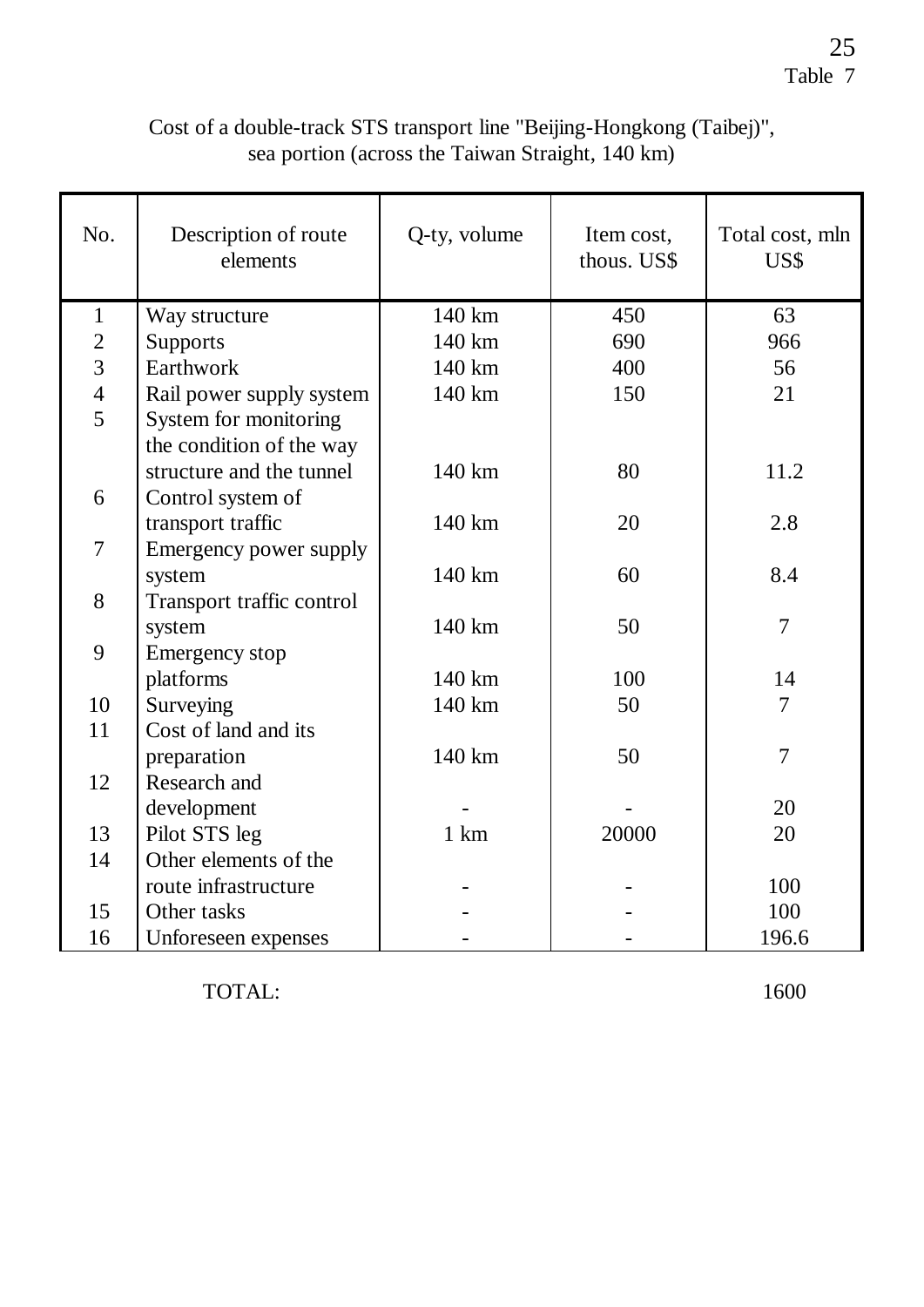Table 7

Cost of a double-track STS transport line "Beijing-Hongkong (Taibej)", sea portion (across the Taiwan Straight, 140 km)

| No. | Description of route elements | Q-ty, volume | Item cost, thous. US$ | Total cost, mln US$ |
|---|---|---|---|---|
| 1 | Way structure | 140 km | 450 | 63 |
| 2 | Supports | 140 km | 690 | 966 |
| 3 | Earthwork | 140 km | 400 | 56 |
| 4 | Rail power supply system | 140 km | 150 | 21 |
| 5 | System for monitoring the condition of the way structure and the tunnel | 140 km | 80 | 11.2 |
| 6 | Control system of transport traffic | 140 km | 20 | 2.8 |
| 7 | Emergency power supply system | 140 km | 60 | 8.4 |
| 8 | Transport traffic control system | 140 km | 50 | 7 |
| 9 | Emergency stop platforms | 140 km | 100 | 14 |
| 10 | Surveying | 140 km | 50 | 7 |
| 11 | Cost of land and its preparation | 140 km | 50 | 7 |
| 12 | Research and development | - | - | 20 |
| 13 | Pilot STS leg | 1 km | 20000 | 20 |
| 14 | Other elements of the route infrastructure | - | - | 100 |
| 15 | Other tasks | - | - | 100 |
| 16 | Unforeseen expenses | - | - | 196.6 |
| | TOTAL: | | | 1600 |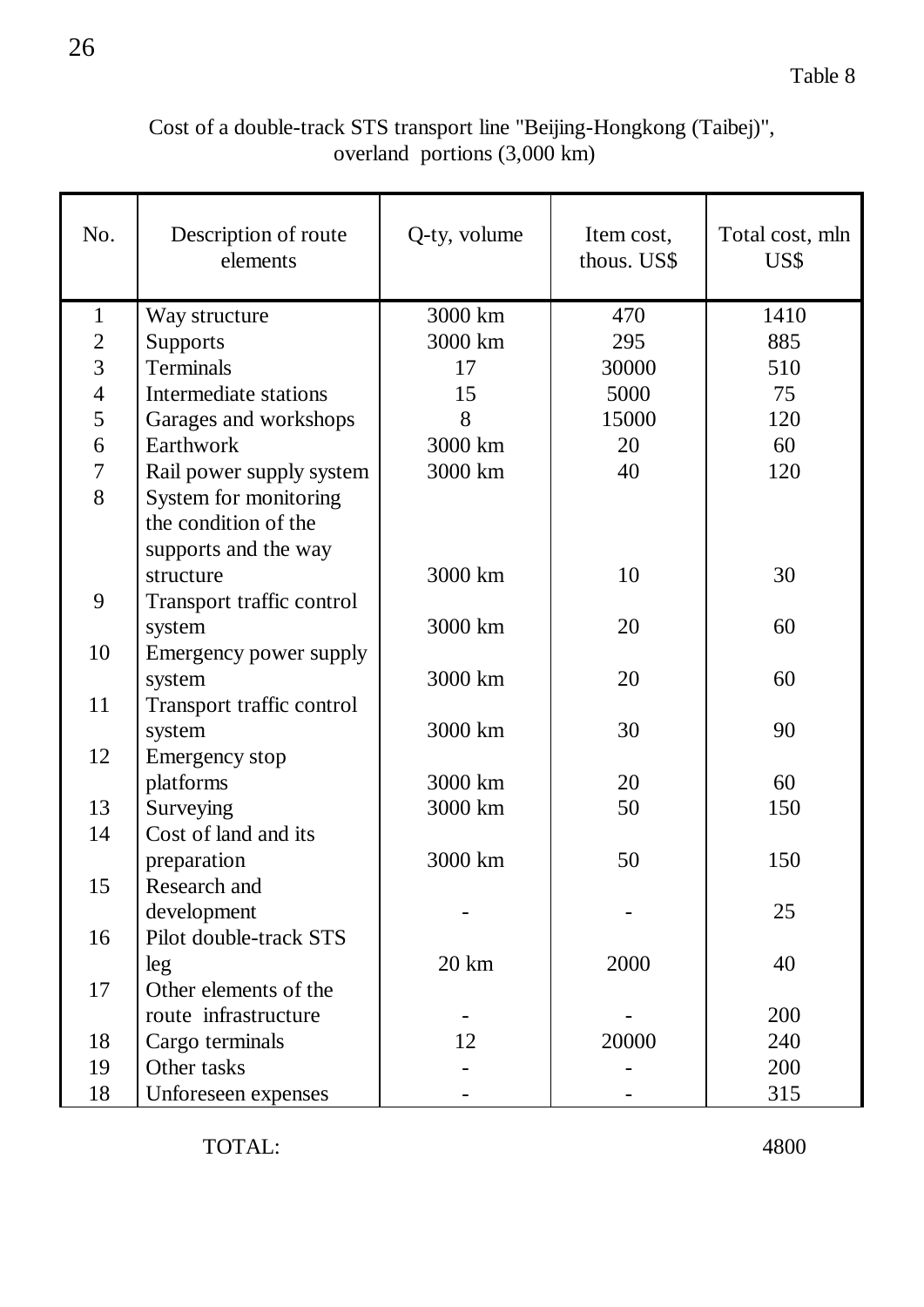Table 8

Cost of a double-track STS transport line "Beijing-Hongkong (Taibej)", overland portions (3,000 km)

| No. | Description of route elements | Q-ty, volume | Item cost, thous. US$ | Total cost, mln US$ |
|---|---|---|---|---|
| 1 | Way structure | 3000 km | 470 | 1410 |
| 2 | Supports | 3000 km | 295 | 885 |
| 3 | Terminals | 17 | 30000 | 510 |
| 4 | Intermediate stations | 15 | 5000 | 75 |
| 5 | Garages and workshops | 8 | 15000 | 120 |
| 6 | Earthwork | 3000 km | 20 | 60 |
| 7 | Rail power supply system | 3000 km | 40 | 120 |
| 8 | System for monitoring the condition of the supports and the way structure | 3000 km | 10 | 30 |
| 9 | Transport traffic control system | 3000 km | 20 | 60 |
| 10 | Emergency power supply system | 3000 km | 20 | 60 |
| 11 | Transport traffic control system | 3000 km | 30 | 90 |
| 12 | Emergency stop platforms | 3000 km | 20 | 60 |
| 13 | Surveying | 3000 km | 50 | 150 |
| 14 | Cost of land and its preparation | 3000 km | 50 | 150 |
| 15 | Research and development | - | - | 25 |
| 16 | Pilot double-track STS leg | 20 km | 2000 | 40 |
| 17 | Other elements of the route infrastructure | - | - | 200 |
| 18 | Cargo terminals | 12 | 20000 | 240 |
| 19 | Other tasks | - | - | 200 |
| 18 | Unforeseen expenses | - | - | 315 |
| | TOTAL: | | | 4800 |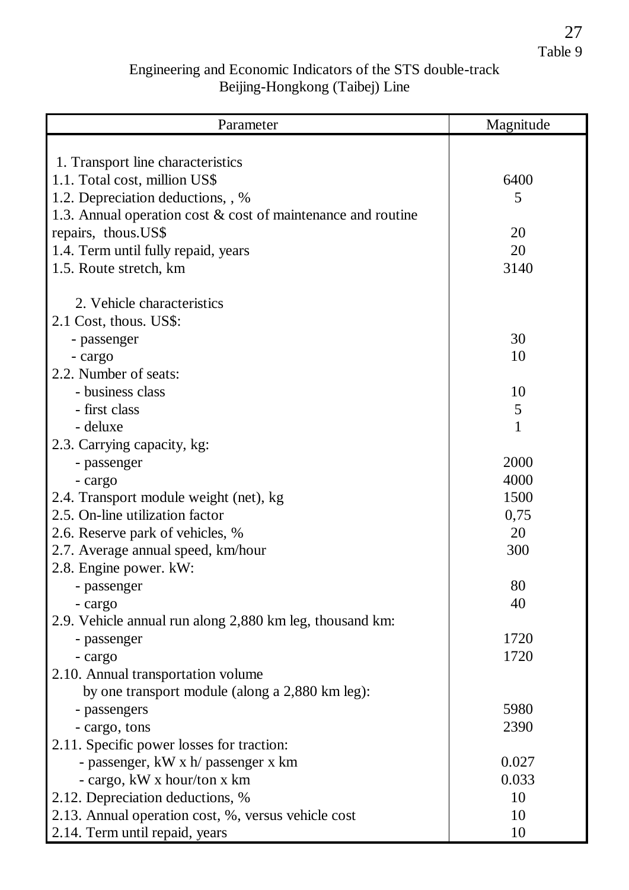Table 9

Engineering and Economic Indicators of the STS double-track Beijing-Hongkong (Taibej) Line

| Parameter | Magnitude |
|---|---|
| 1. Transport line characteristics | |
| 1.1. Total cost, million US$ | 6400 |
| 1.2. Depreciation deductions, , % | 5 |
| 1.3. Annual operation cost & cost of maintenance and routine repairs, thous.US$ | 20 |
| 1.4. Term until fully repaid, years | 20 |
| 1.5. Route stretch, km | 3140 |
| 2. Vehicle characteristics | |
| 2.1 Cost, thous. US$: | |
| - passenger | 30 |
| - cargo | 10 |
| 2.2. Number of seats: | |
| - business class | 10 |
| - first class | 5 |
| - deluxe | 1 |
| 2.3. Carrying capacity, kg: | |
| - passenger | 2000 |
| - cargo | 4000 |
| 2.4. Transport module weight (net), kg | 1500 |
| 2.5. On-line utilization factor | 0,75 |
| 2.6. Reserve park of vehicles, % | 20 |
| 2.7. Average annual speed, km/hour | 300 |
| 2.8. Engine power. kW: | |
| - passenger | 80 |
| - cargo | 40 |
| 2.9. Vehicle annual run along 2,880 km leg, thousand km: | |
| - passenger | 1720 |
| - cargo | 1720 |
| 2.10. Annual transportation volume by one transport module (along a 2,880 km leg): | |
| - passengers | 5980 |
| - cargo, tons | 2390 |
| 2.11. Specific power losses for traction: | |
| - passenger, kW x h/ passenger x km | 0.027 |
| - cargo, kW x hour/ton x km | 0.033 |
| 2.12. Depreciation deductions, % | 10 |
| 2.13. Annual operation cost, %, versus vehicle cost | 10 |
| 2.14. Term until repaid, years | 10 |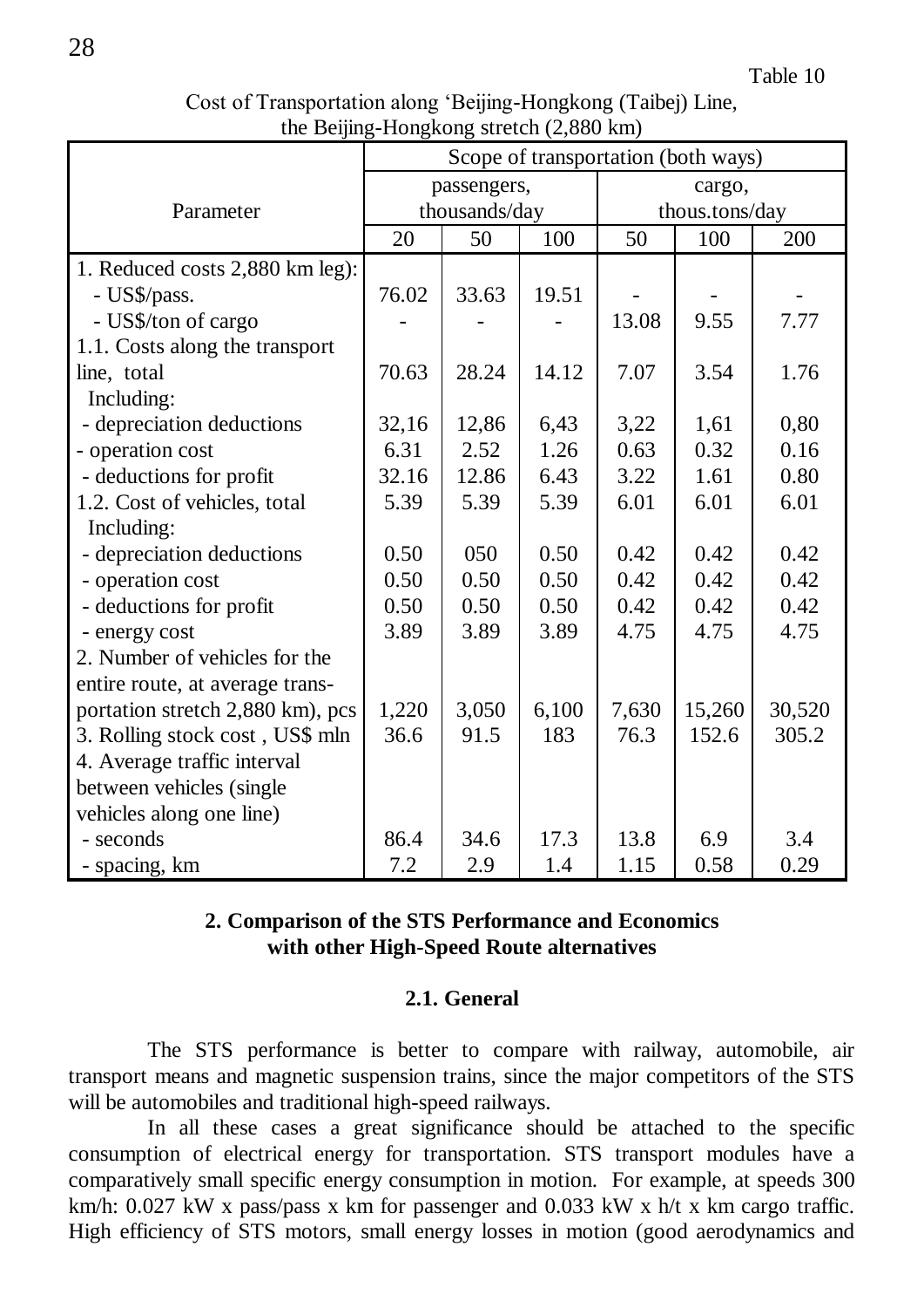Table 10

Cost of Transportation along 'Beijing-Hongkong (Taibej) Line, the Beijing-Hongkong stretch (2,880 km)

| Parameter | Scope of transportation (both ways) | | | | | |
|---|---|---|---|---|---|---|
| | passengers, thousands/day | | | cargo, thous.tons/day | | |
| | 20 | 50 | 100 | 50 | 100 | 200 |
| 1. Reduced costs 2,880 km leg): | | | | | | |
| - US$/pass. | 76.02 | 33.63 | 19.51 | - | - | - |
| - US$/ton of cargo | - | - | - | 13.08 | 9.55 | 7.77 |
| 1.1. Costs along the transport line, total | 70.63 | 28.24 | 14.12 | 7.07 | 3.54 | 1.76 |
| Including: | | | | | | |
| - depreciation deductions | 32,16 | 12,86 | 6,43 | 3,22 | 1,61 | 0,80 |
| - operation cost | 6.31 | 2.52 | 1.26 | 0.63 | 0.32 | 0.16 |
| - deductions for profit | 32.16 | 12.86 | 6.43 | 3.22 | 1.61 | 0.80 |
| 1.2. Cost of vehicles, total | 5.39 | 5.39 | 5.39 | 6.01 | 6.01 | 6.01 |
| Including: | | | | | | |
| - depreciation deductions | 0.50 | 050 | 0.50 | 0.42 | 0.42 | 0.42 |
| - operation cost | 0.50 | 0.50 | 0.50 | 0.42 | 0.42 | 0.42 |
| - deductions for profit | 0.50 | 0.50 | 0.50 | 0.42 | 0.42 | 0.42 |
| - energy cost | 3.89 | 3.89 | 3.89 | 4.75 | 4.75 | 4.75 |
| 2. Number of vehicles for the entire route, at average transportation stretch 2,880 km), pcs | 1,220 | 3,050 | 6,100 | 7,630 | 15,260 | 30,520 |
| 3. Rolling stock cost , US$ mln | 36.6 | 91.5 | 183 | 76.3 | 152.6 | 305.2 |
| 4. Average traffic interval between vehicles (single vehicles along one line) | | | | | | |
| - seconds | 86.4 | 34.6 | 17.3 | 13.8 | 6.9 | 3.4 |
| - spacing, km | 7.2 | 2.9 | 1.4 | 1.15 | 0.58 | 0.29 |

## 2. Comparison of the STS Performance and Economics with other High-Speed Route alternatives

### 2.1. General

The STS performance is better to compare with railway, automobile, air transport means and magnetic suspension trains, since the major competitors of the STS will be automobiles and traditional high-speed railways.

In all these cases a great significance should be attached to the specific consumption of electrical energy for transportation. STS transport modules have a comparatively small specific energy consumption in motion. For example, at speeds 300 km/h: 0.027 kW x pass/pass x km for passenger and 0.033 kW x h/t x km cargo traffic. High efficiency of STS motors, small energy losses in motion (good aerodynamics and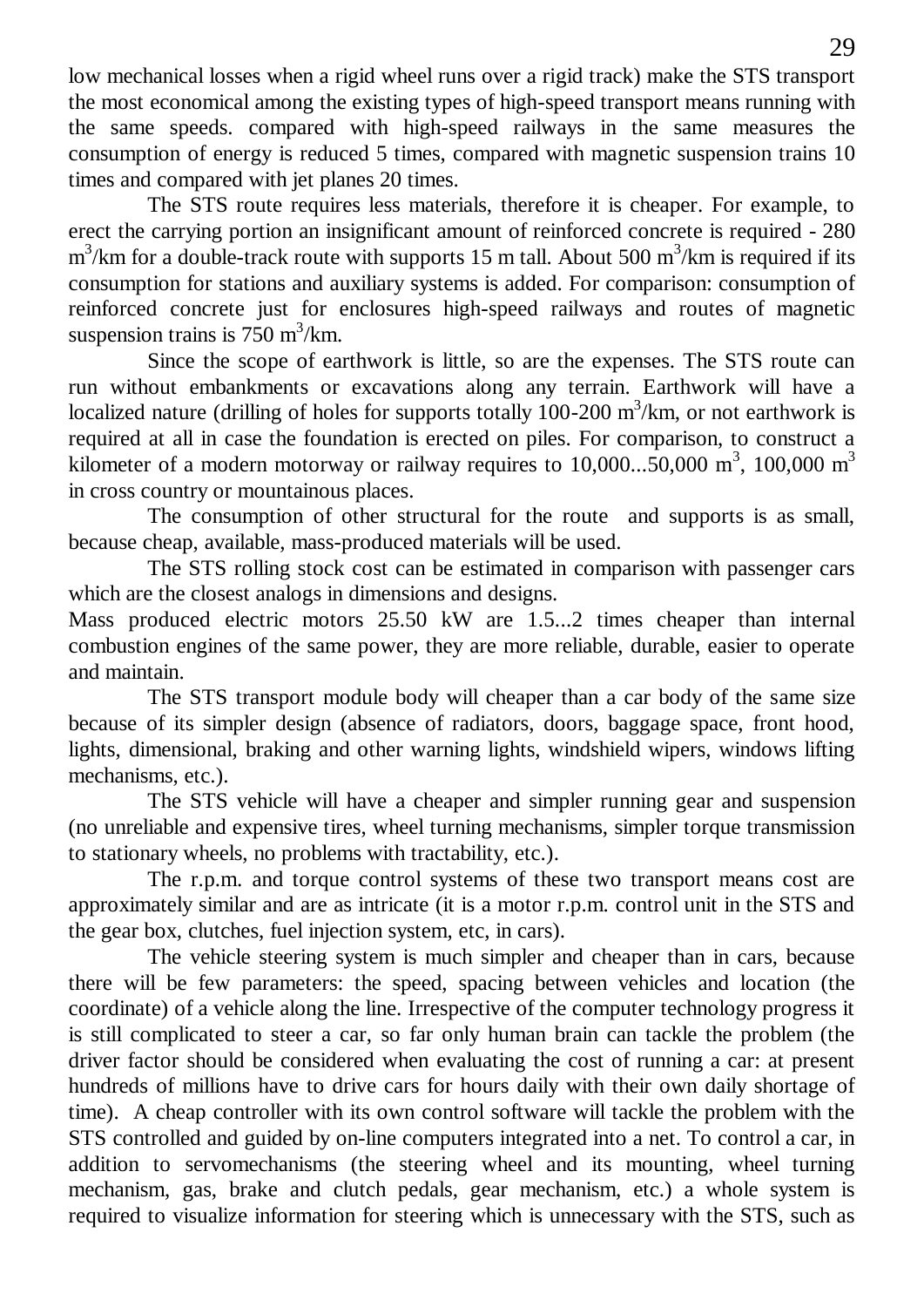low mechanical losses when a rigid wheel runs over a rigid track) make the STS transport the most economical among the existing types of high-speed transport means running with the same speeds. compared with high-speed railways in the same measures the consumption of energy is reduced 5 times, compared with magnetic suspension trains 10 times and compared with jet planes 20 times.

The STS route requires less materials, therefore it is cheaper. For example, to erect the carrying portion an insignificant amount of reinforced concrete is required - 280 $m^3$/km for a double-track route with supports 15 m tall. About 500 $m^3$/km is required if its consumption for stations and auxiliary systems is added. For comparison: consumption of reinforced concrete just for enclosures high-speed railways and routes of magnetic suspension trains is 750 $m^3$/km.

Since the scope of earthwork is little, so are the expenses. The STS route can run without embankments or excavations along any terrain. Earthwork will have a localized nature (drilling of holes for supports totally 100-200 $m^3$/km, or not earthwork is required at all in case the foundation is erected on piles. For comparison, to construct a kilometer of a modern motorway or railway requires to 10,000...50,000 $m^3$, 100,000 $m^3$ in cross country or mountainous places.

The consumption of other structural for the route and supports is as small, because cheap, available, mass-produced materials will be used.

The STS rolling stock cost can be estimated in comparison with passenger cars which are the closest analogs in dimensions and designs.

Mass produced electric motors 25.50 kW are 1.5...2 times cheaper than internal combustion engines of the same power, they are more reliable, durable, easier to operate and maintain.

The STS transport module body will cheaper than a car body of the same size because of its simpler design (absence of radiators, doors, baggage space, front hood, lights, dimensional, braking and other warning lights, windshield wipers, windows lifting mechanisms, etc.).

The STS vehicle will have a cheaper and simpler running gear and suspension (no unreliable and expensive tires, wheel turning mechanisms, simpler torque transmission to stationary wheels, no problems with tractability, etc.).

The r.p.m. and torque control systems of these two transport means cost are approximately similar and are as intricate (it is a motor r.p.m. control unit in the STS and the gear box, clutches, fuel injection system, etc, in cars).

The vehicle steering system is much simpler and cheaper than in cars, because there will be few parameters: the speed, spacing between vehicles and location (the coordinate) of a vehicle along the line. Irrespective of the computer technology progress it is still complicated to steer a car, so far only human brain can tackle the problem (the driver factor should be considered when evaluating the cost of running a car: at present hundreds of millions have to drive cars for hours daily with their own daily shortage of time). A cheap controller with its own control software will tackle the problem with the STS controlled and guided by on-line computers integrated into a net. To control a car, in addition to servomechanisms (the steering wheel and its mounting, wheel turning mechanism, gas, brake and clutch pedals, gear mechanism, etc.) a whole system is required to visualize information for steering which is unnecessary with the STS, such as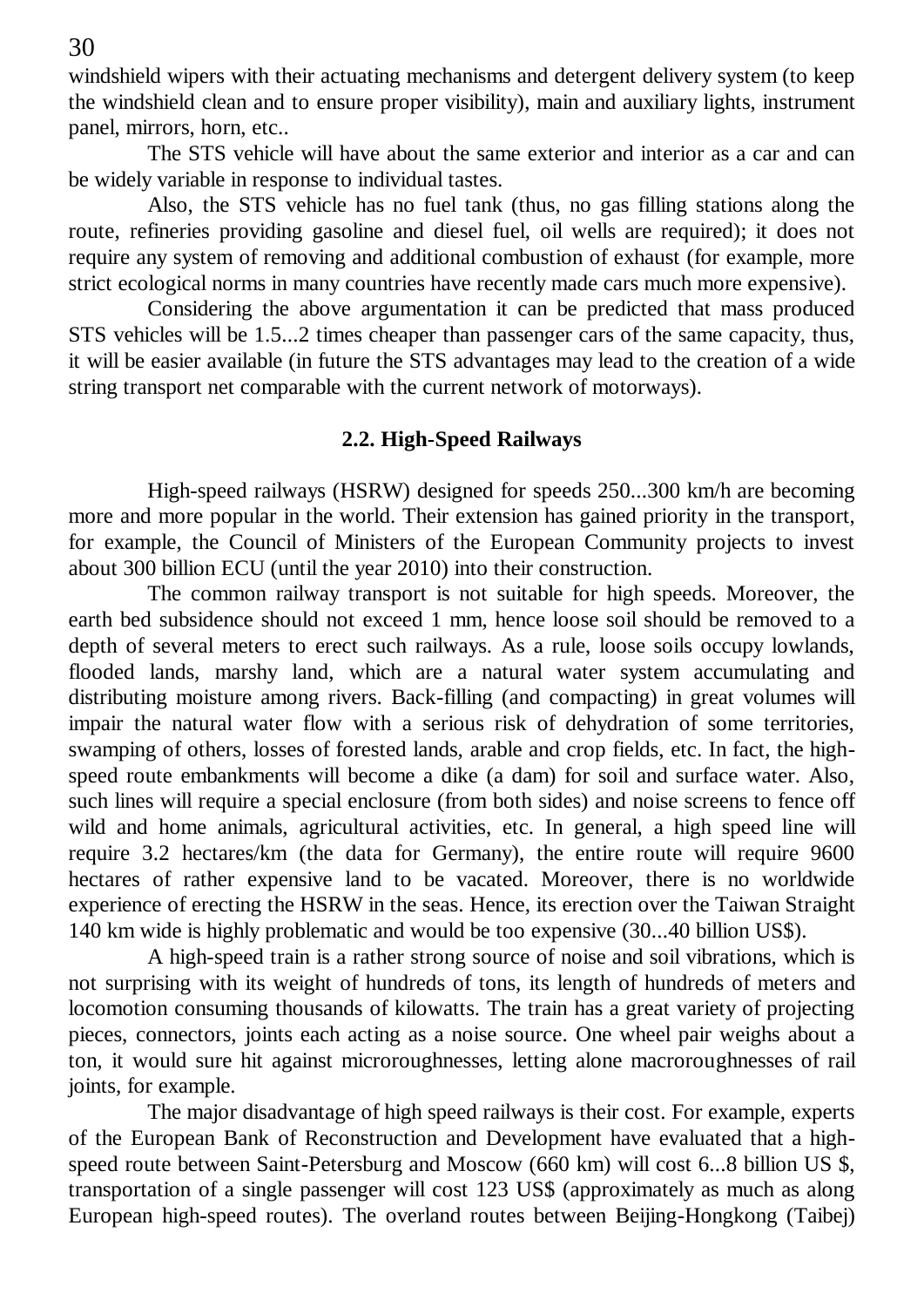windshield wipers with their actuating mechanisms and detergent delivery system (to keep the windshield clean and to ensure proper visibility), main and auxiliary lights, instrument panel, mirrors, horn, etc..

The STS vehicle will have about the same exterior and interior as a car and can be widely variable in response to individual tastes.

Also, the STS vehicle has no fuel tank (thus, no gas filling stations along the route, refineries providing gasoline and diesel fuel, oil wells are required); it does not require any system of removing and additional combustion of exhaust (for example, more strict ecological norms in many countries have recently made cars much more expensive).

Considering the above argumentation it can be predicted that mass produced STS vehicles will be 1.5...2 times cheaper than passenger cars of the same capacity, thus, it will be easier available (in future the STS advantages may lead to the creation of a wide string transport net comparable with the current network of motorways).

## 2.2. High-Speed Railways

High-speed railways (HSRW) designed for speeds 250...300 km/h are becoming more and more popular in the world. Their extension has gained priority in the transport, for example, the Council of Ministers of the European Community projects to invest about 300 billion ECU (until the year 2010) into their construction.

The common railway transport is not suitable for high speeds. Moreover, the earth bed subsidence should not exceed 1 mm, hence loose soil should be removed to a depth of several meters to erect such railways. As a rule, loose soils occupy lowlands, flooded lands, marshy land, which are a natural water system accumulating and distributing moisture among rivers. Back-filling (and compacting) in great volumes will impair the natural water flow with a serious risk of dehydration of some territories, swamping of others, losses of forested lands, arable and crop fields, etc. In fact, the high-speed route embankments will become a dike (a dam) for soil and surface water. Also, such lines will require a special enclosure (from both sides) and noise screens to fence off wild and home animals, agricultural activities, etc. In general, a high speed line will require 3.2 hectares/km (the data for Germany), the entire route will require 9600 hectares of rather expensive land to be vacated. Moreover, there is no worldwide experience of erecting the HSRW in the seas. Hence, its erection over the Taiwan Straight 140 km wide is highly problematic and would be too expensive (30...40 billion US$).

A high-speed train is a rather strong source of noise and soil vibrations, which is not surprising with its weight of hundreds of tons, its length of hundreds of meters and locomotion consuming thousands of kilowatts. The train has a great variety of projecting pieces, connectors, joints each acting as a noise source. One wheel pair weighs about a ton, it would sure hit against microroughnesses, letting alone macroroughnesses of rail joints, for example.

The major disadvantage of high speed railways is their cost. For example, experts of the European Bank of Reconstruction and Development have evaluated that a high-speed route between Saint-Petersburg and Moscow (660 km) will cost 6...8 billion US $, transportation of a single passenger will cost 123 US$ (approximately as much as along European high-speed routes). The overland routes between Beijing-Hongkong (Taibej)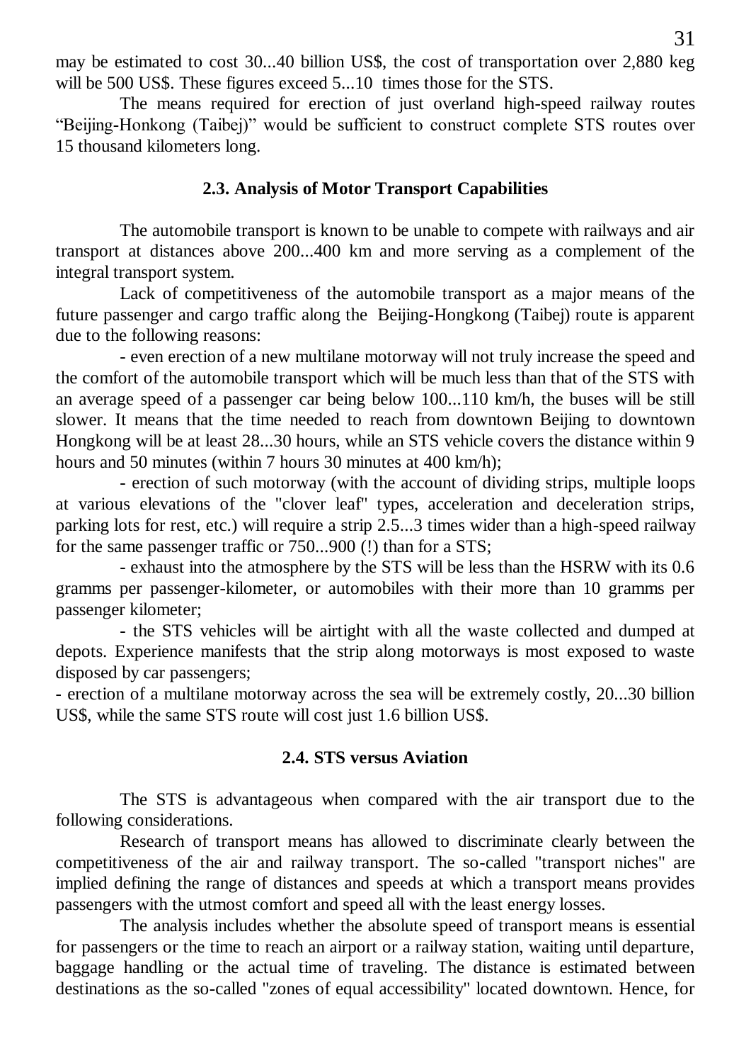may be estimated to cost 30...40 billion US$, the cost of transportation over 2,880 keg will be 500 US$. These figures exceed 5...10 times those for the STS.

The means required for erection of just overland high-speed railway routes "Beijing-Honkong (Taibej)" would be sufficient to construct complete STS routes over 15 thousand kilometers long.

### 2.3. Analysis of Motor Transport Capabilities

The automobile transport is known to be unable to compete with railways and air transport at distances above 200...400 km and more serving as a complement of the integral transport system.

Lack of competitiveness of the automobile transport as a major means of the future passenger and cargo traffic along the Beijing-Hongkong (Taibej) route is apparent due to the following reasons:

- even erection of a new multilane motorway will not truly increase the speed and the comfort of the automobile transport which will be much less than that of the STS with an average speed of a passenger car being below 100...110 km/h, the buses will be still slower. It means that the time needed to reach from downtown Beijing to downtown Hongkong will be at least 28...30 hours, while an STS vehicle covers the distance within 9 hours and 50 minutes (within 7 hours 30 minutes at 400 km/h);
- erection of such motorway (with the account of dividing strips, multiple loops at various elevations of the "clover leaf" types, acceleration and deceleration strips, parking lots for rest, etc.) will require a strip 2.5...3 times wider than a high-speed railway for the same passenger traffic or 750...900 (!) than for a STS;
- exhaust into the atmosphere by the STS will be less than the HSRW with its 0.6 gramms per passenger-kilometer, or automobiles with their more than 10 gramms per passenger kilometer;
- the STS vehicles will be airtight with all the waste collected and dumped at depots. Experience manifests that the strip along motorways is most exposed to waste disposed by car passengers;
- erection of a multilane motorway across the sea will be extremely costly, 20...30 billion US$, while the same STS route will cost just 1.6 billion US$.

### 2.4. STS versus Aviation

The STS is advantageous when compared with the air transport due to the following considerations.

Research of transport means has allowed to discriminate clearly between the competitiveness of the air and railway transport. The so-called "transport niches" are implied defining the range of distances and speeds at which a transport means provides passengers with the utmost comfort and speed all with the least energy losses.

The analysis includes whether the absolute speed of transport means is essential for passengers or the time to reach an airport or a railway station, waiting until departure, baggage handling or the actual time of traveling. The distance is estimated between destinations as the so-called "zones of equal accessibility" located downtown. Hence, for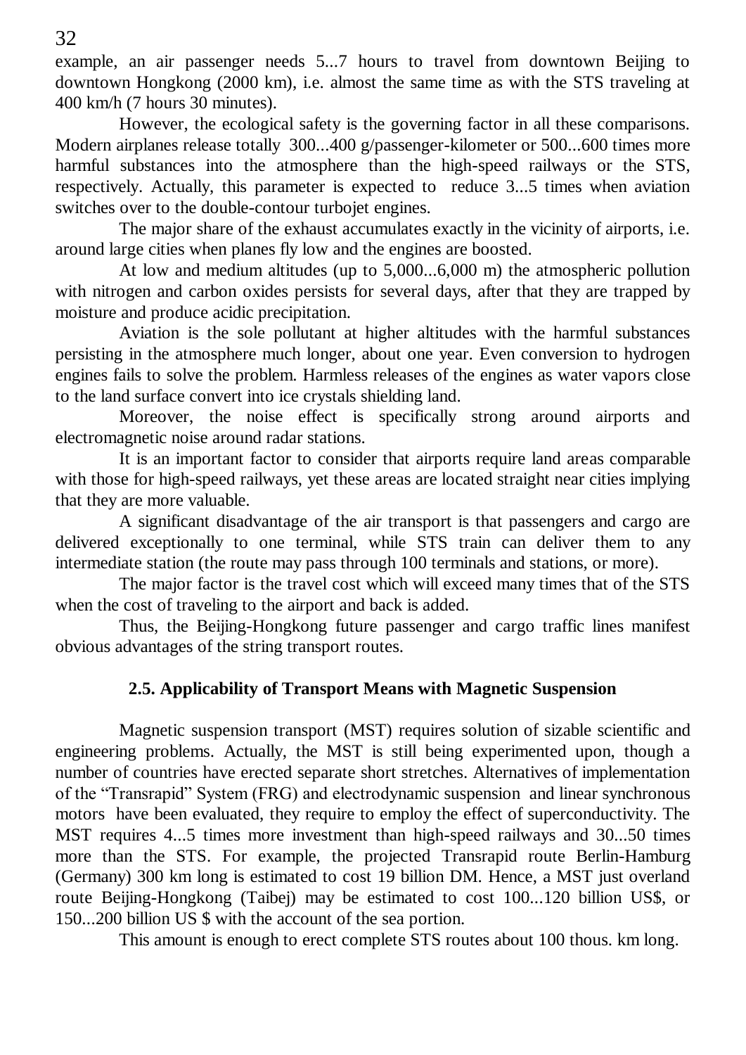example, an air passenger needs 5...7 hours to travel from downtown Beijing to downtown Hongkong (2000 km), i.e. almost the same time as with the STS traveling at 400 km/h (7 hours 30 minutes).

However, the ecological safety is the governing factor in all these comparisons. Modern airplanes release totally 300...400 g/passenger-kilometer or 500...600 times more harmful substances into the atmosphere than the high-speed railways or the STS, respectively. Actually, this parameter is expected to reduce 3...5 times when aviation switches over to the double-contour turbojet engines.

The major share of the exhaust accumulates exactly in the vicinity of airports, i.e. around large cities when planes fly low and the engines are boosted.

At low and medium altitudes (up to 5,000...6,000 m) the atmospheric pollution with nitrogen and carbon oxides persists for several days, after that they are trapped by moisture and produce acidic precipitation.

Aviation is the sole pollutant at higher altitudes with the harmful substances persisting in the atmosphere much longer, about one year. Even conversion to hydrogen engines fails to solve the problem. Harmless releases of the engines as water vapors close to the land surface convert into ice crystals shielding land.

Moreover, the noise effect is specifically strong around airports and electromagnetic noise around radar stations.

It is an important factor to consider that airports require land areas comparable with those for high-speed railways, yet these areas are located straight near cities implying that they are more valuable.

A significant disadvantage of the air transport is that passengers and cargo are delivered exceptionally to one terminal, while STS train can deliver them to any intermediate station (the route may pass through 100 terminals and stations, or more).

The major factor is the travel cost which will exceed many times that of the STS when the cost of traveling to the airport and back is added.

Thus, the Beijing-Hongkong future passenger and cargo traffic lines manifest obvious advantages of the string transport routes.

## 2.5. Applicability of Transport Means with Magnetic Suspension

Magnetic suspension transport (MST) requires solution of sizable scientific and engineering problems. Actually, the MST is still being experimented upon, though a number of countries have erected separate short stretches. Alternatives of implementation of the "Transrapid" System (FRG) and electrodynamic suspension and linear synchronous motors have been evaluated, they require to employ the effect of superconductivity. The MST requires 4...5 times more investment than high-speed railways and 30...50 times more than the STS. For example, the projected Transrapid route Berlin-Hamburg (Germany) 300 km long is estimated to cost 19 billion DM. Hence, a MST just overland route Beijing-Hongkong (Taibej) may be estimated to cost 100...120 billion US$, or 150...200 billion US $ with the account of the sea portion.

This amount is enough to erect complete STS routes about 100 thous. km long.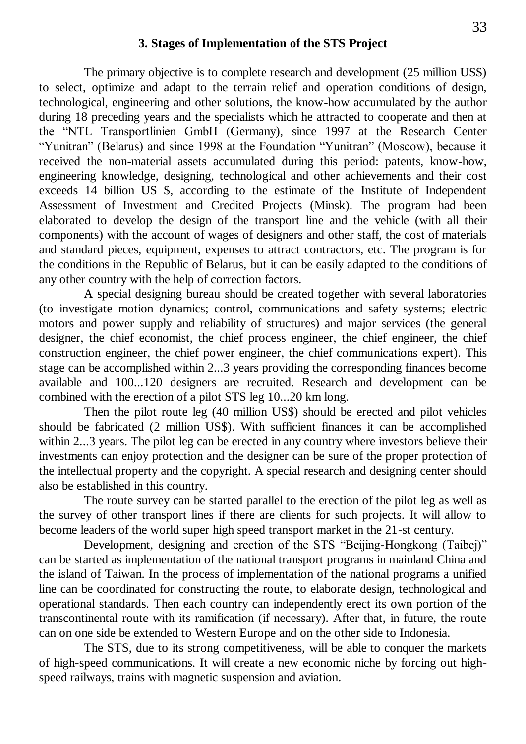### 3. Stages of Implementation of the STS Project

The primary objective is to complete research and development (25 million US$) to select, optimize and adapt to the terrain relief and operation conditions of design, technological, engineering and other solutions, the know-how accumulated by the author during 18 preceding years and the specialists which he attracted to cooperate and then at the "NTL Transportlinien GmbH (Germany), since 1997 at the Research Center "Yunitran" (Belarus) and since 1998 at the Foundation "Yunitran" (Moscow), because it received the non-material assets accumulated during this period: patents, know-how, engineering knowledge, designing, technological and other achievements and their cost exceeds 14 billion US $, according to the estimate of the Institute of Independent Assessment of Investment and Credited Projects (Minsk). The program had been elaborated to develop the design of the transport line and the vehicle (with all their components) with the account of wages of designers and other staff, the cost of materials and standard pieces, equipment, expenses to attract contractors, etc. The program is for the conditions in the Republic of Belarus, but it can be easily adapted to the conditions of any other country with the help of correction factors.

A special designing bureau should be created together with several laboratories (to investigate motion dynamics; control, communications and safety systems; electric motors and power supply and reliability of structures) and major services (the general designer, the chief economist, the chief process engineer, the chief engineer, the chief construction engineer, the chief power engineer, the chief communications expert). This stage can be accomplished within 2...3 years providing the corresponding finances become available and 100...120 designers are recruited. Research and development can be combined with the erection of a pilot STS leg 10...20 km long.

Then the pilot route leg (40 million US$) should be erected and pilot vehicles should be fabricated (2 million US$). With sufficient finances it can be accomplished within 2...3 years. The pilot leg can be erected in any country where investors believe their investments can enjoy protection and the designer can be sure of the proper protection of the intellectual property and the copyright. A special research and designing center should also be established in this country.

The route survey can be started parallel to the erection of the pilot leg as well as the survey of other transport lines if there are clients for such projects. It will allow to become leaders of the world super high speed transport market in the 21-st century.

Development, designing and erection of the STS "Beijing-Hongkong (Taibej)" can be started as implementation of the national transport programs in mainland China and the island of Taiwan. In the process of implementation of the national programs a unified line can be coordinated for constructing the route, to elaborate design, technological and operational standards. Then each country can independently erect its own portion of the transcontinental route with its ramification (if necessary). After that, in future, the route can on one side be extended to Western Europe and on the other side to Indonesia.

The STS, due to its strong competitiveness, will be able to conquer the markets of high-speed communications. It will create a new economic niche by forcing out high-speed railways, trains with magnetic suspension and aviation.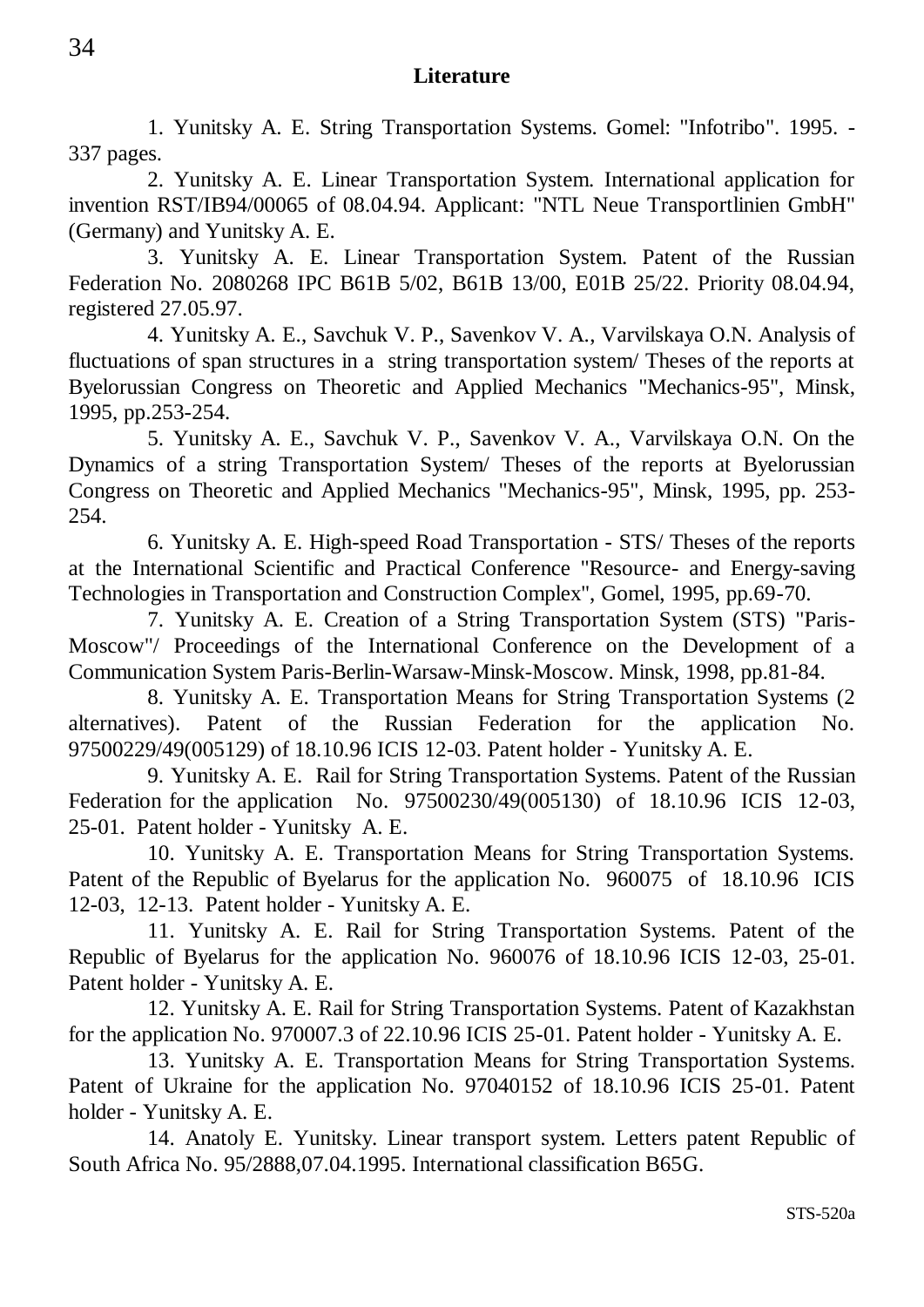## Literature

1. Yunitsky A. E. String Transportation Systems. Gomel: "Infotribo". 1995. - 337 pages.

2. Yunitsky A. E. Linear Transportation System. International application for invention RST/IB94/00065 of 08.04.94. Applicant: "NTL Neue Transportlinien GmbH" (Germany) and Yunitsky A. E.

3. Yunitsky A. E. Linear Transportation System. Patent of the Russian Federation No. 2080268 IPC B61B 5/02, B61B 13/00, E01B 25/22. Priority 08.04.94, registered 27.05.97.

4. Yunitsky A. E., Savchuk V. P., Savenkov V. A., Varvilskaya O.N. Analysis of fluctuations of span structures in a string transportation system/ Theses of the reports at Byelorussian Congress on Theoretic and Applied Mechanics "Mechanics-95", Minsk, 1995, pp.253-254.

5. Yunitsky A. E., Savchuk V. P., Savenkov V. A., Varvilskaya O.N. On the Dynamics of a string Transportation System/ Theses of the reports at Byelorussian Congress on Theoretic and Applied Mechanics "Mechanics-95", Minsk, 1995, pp. 253-254.

6. Yunitsky A. E. High-speed Road Transportation - STS/ Theses of the reports at the International Scientific and Practical Conference "Resource- and Energy-saving Technologies in Transportation and Construction Complex", Gomel, 1995, pp.69-70.

7. Yunitsky A. E. Creation of a String Transportation System (STS) "Paris-Moscow"/ Proceedings of the International Conference on the Development of a Communication System Paris-Berlin-Warsaw-Minsk-Moscow. Minsk, 1998, pp.81-84.

8. Yunitsky A. E. Transportation Means for String Transportation Systems (2 alternatives). Patent of the Russian Federation for the application No. 97500229/49(005129) of 18.10.96 ICIS 12-03. Patent holder - Yunitsky A. E.

9. Yunitsky A. E. Rail for String Transportation Systems. Patent of the Russian Federation for the application No. 97500230/49(005130) of 18.10.96 ICIS 12-03, 25-01. Patent holder - Yunitsky A. E.

10. Yunitsky A. E. Transportation Means for String Transportation Systems. Patent of the Republic of Byelarus for the application No. 960075 of 18.10.96 ICIS 12-03, 12-13. Patent holder - Yunitsky A. E.

11. Yunitsky A. E. Rail for String Transportation Systems. Patent of the Republic of Byelarus for the application No. 960076 of 18.10.96 ICIS 12-03, 25-01. Patent holder - Yunitsky A. E.

12. Yunitsky A. E. Rail for String Transportation Systems. Patent of Kazakhstan for the application No. 970007.3 of 22.10.96 ICIS 25-01. Patent holder - Yunitsky A. E.

13. Yunitsky A. E. Transportation Means for String Transportation Systems. Patent of Ukraine for the application No. 97040152 of 18.10.96 ICIS 25-01. Patent holder - Yunitsky A. E.

14. Anatoly E. Yunitsky. Linear transport system. Letters patent Republic of South Africa No. 95/2888,07.04.1995. International classification B65G.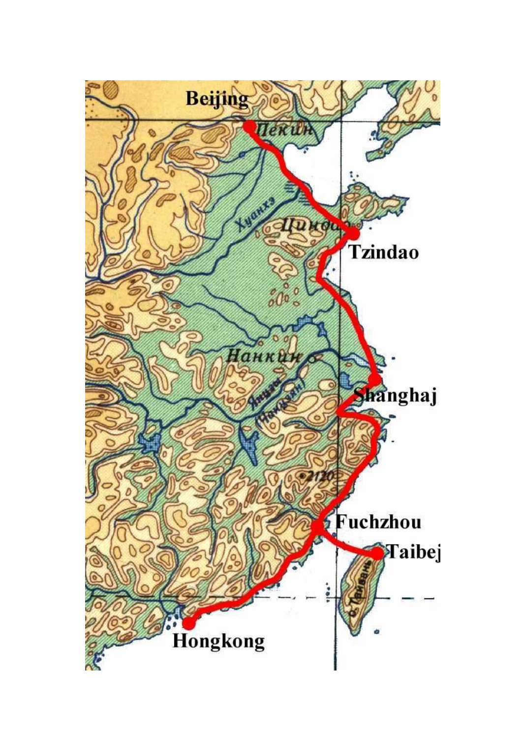Beijing

Пекин

Хуанхэ

Циндао

Tzindao

Нанкин

Янцзы

(Чанцзян)

Shanghaj

2120

Fuchzhou

Taibej

о. Тайвань

Hongkong